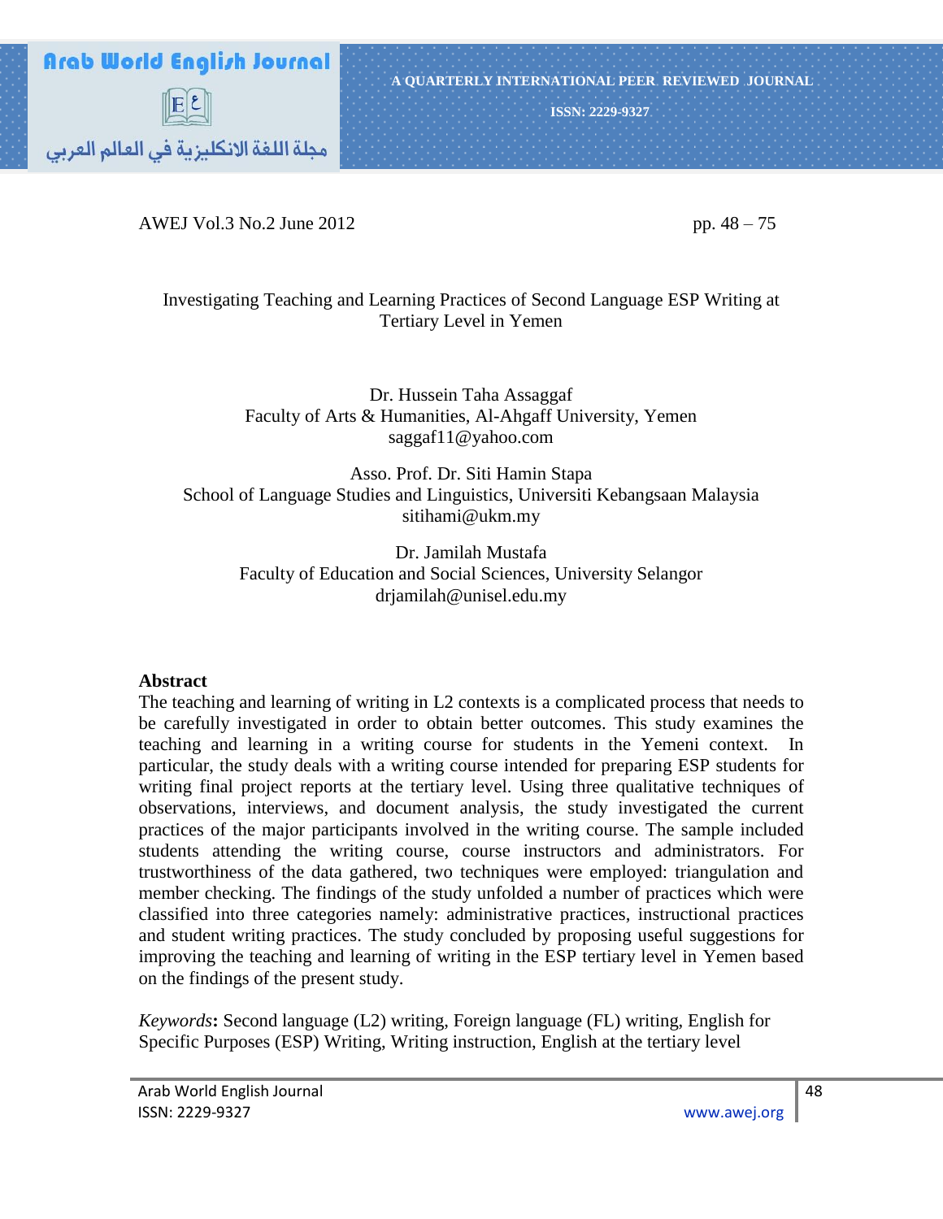# Investigating Teaching and Learning Practices of Second Language ESP Writing at Tertiary Level in Yemen

Dr. Hussein Taha Assaggaf
Faculty of Arts & Humanities, Al-Ahgaff University, Yemen
saggaf11@yahoo.com

Asso. Prof. Dr. Siti Hamin Stapa
School of Language Studies and Linguistics, Universiti Kebangsaan Malaysia
sitihami@ukm.my

Dr. Jamilah Mustafa
Faculty of Education and Social Sciences, University Selangor
drjamilah@unisel.edu.my

## Abstract

The teaching and learning of writing in L2 contexts is a complicated process that needs to be carefully investigated in order to obtain better outcomes. This study examines the teaching and learning in a writing course for students in the Yemeni context. In particular, the study deals with a writing course intended for preparing ESP students for writing final project reports at the tertiary level. Using three qualitative techniques of observations, interviews, and document analysis, the study investigated the current practices of the major participants involved in the writing course. The sample included students attending the writing course, course instructors and administrators. For trustworthiness of the data gathered, two techniques were employed: triangulation and member checking. The findings of the study unfolded a number of practices which were classified into three categories namely: administrative practices, instructional practices and student writing practices. The study concluded by proposing useful suggestions for improving the teaching and learning of writing in the ESP tertiary level in Yemen based on the findings of the present study.

*Keywords*: Second language (L2) writing, Foreign language (FL) writing, English for Specific Purposes (ESP) Writing, Writing instruction, English at the tertiary level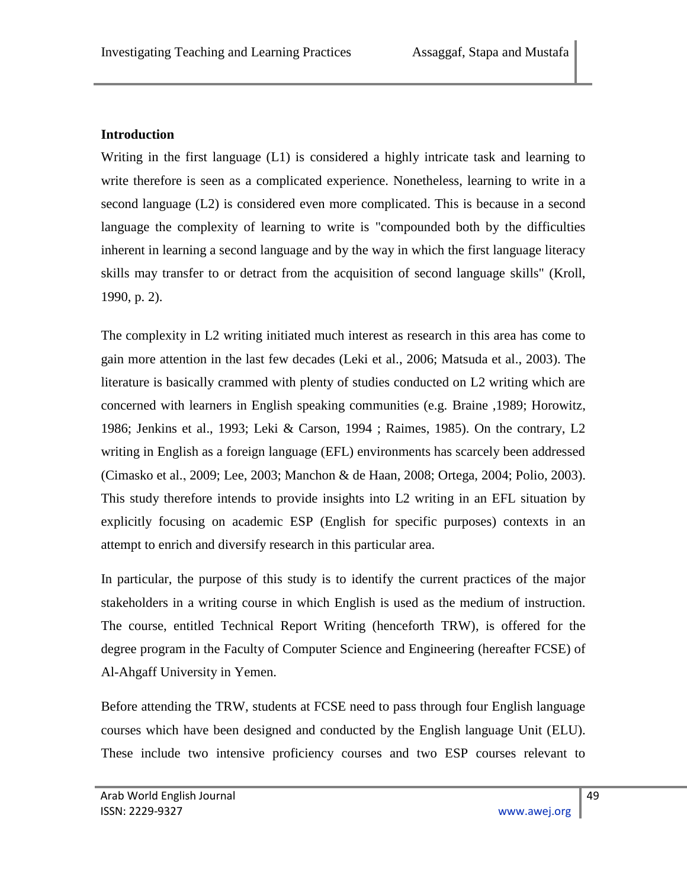## Introduction

Writing in the first language (L1) is considered a highly intricate task and learning to write therefore is seen as a complicated experience. Nonetheless, learning to write in a second language (L2) is considered even more complicated. This is because in a second language the complexity of learning to write is "compounded both by the difficulties inherent in learning a second language and by the way in which the first language literacy skills may transfer to or detract from the acquisition of second language skills" (Kroll, 1990, p. 2).

The complexity in L2 writing initiated much interest as research in this area has come to gain more attention in the last few decades (Leki et al., 2006; Matsuda et al., 2003). The literature is basically crammed with plenty of studies conducted on L2 writing which are concerned with learners in English speaking communities (e.g. Braine ,1989; Horowitz, 1986; Jenkins et al., 1993; Leki & Carson, 1994 ; Raimes, 1985). On the contrary, L2 writing in English as a foreign language (EFL) environments has scarcely been addressed (Cimasko et al., 2009; Lee, 2003; Manchon & de Haan, 2008; Ortega, 2004; Polio, 2003). This study therefore intends to provide insights into L2 writing in an EFL situation by explicitly focusing on academic ESP (English for specific purposes) contexts in an attempt to enrich and diversify research in this particular area.

In particular, the purpose of this study is to identify the current practices of the major stakeholders in a writing course in which English is used as the medium of instruction. The course, entitled Technical Report Writing (henceforth TRW), is offered for the degree program in the Faculty of Computer Science and Engineering (hereafter FCSE) of Al-Ahgaff University in Yemen.

Before attending the TRW, students at FCSE need to pass through four English language courses which have been designed and conducted by the English language Unit (ELU). These include two intensive proficiency courses and two ESP courses relevant to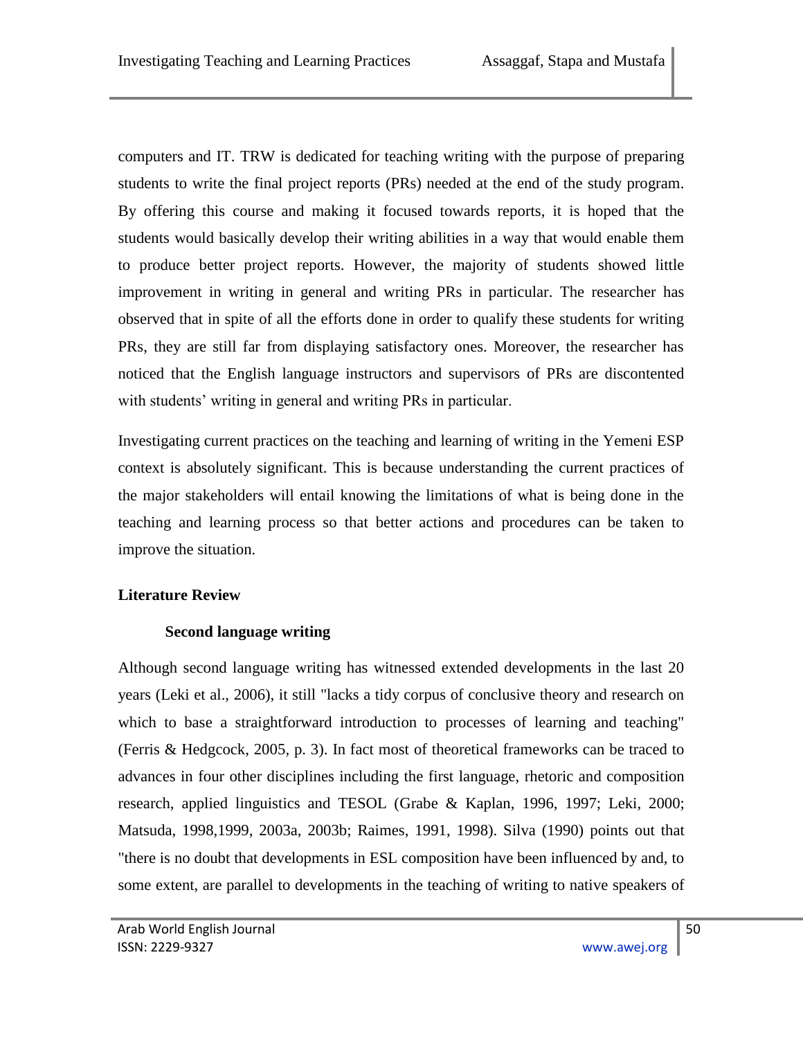computers and IT. TRW is dedicated for teaching writing with the purpose of preparing students to write the final project reports (PRs) needed at the end of the study program. By offering this course and making it focused towards reports, it is hoped that the students would basically develop their writing abilities in a way that would enable them to produce better project reports. However, the majority of students showed little improvement in writing in general and writing PRs in particular. The researcher has observed that in spite of all the efforts done in order to qualify these students for writing PRs, they are still far from displaying satisfactory ones. Moreover, the researcher has noticed that the English language instructors and supervisors of PRs are discontented with students' writing in general and writing PRs in particular.

Investigating current practices on the teaching and learning of writing in the Yemeni ESP context is absolutely significant. This is because understanding the current practices of the major stakeholders will entail knowing the limitations of what is being done in the teaching and learning process so that better actions and procedures can be taken to improve the situation.

## Literature Review

### Second language writing

Although second language writing has witnessed extended developments in the last 20 years (Leki et al., 2006), it still "lacks a tidy corpus of conclusive theory and research on which to base a straightforward introduction to processes of learning and teaching" (Ferris & Hedgcock, 2005, p. 3). In fact most of theoretical frameworks can be traced to advances in four other disciplines including the first language, rhetoric and composition research, applied linguistics and TESOL (Grabe & Kaplan, 1996, 1997; Leki, 2000; Matsuda, 1998,1999, 2003a, 2003b; Raimes, 1991, 1998). Silva (1990) points out that "there is no doubt that developments in ESL composition have been influenced by and, to some extent, are parallel to developments in the teaching of writing to native speakers of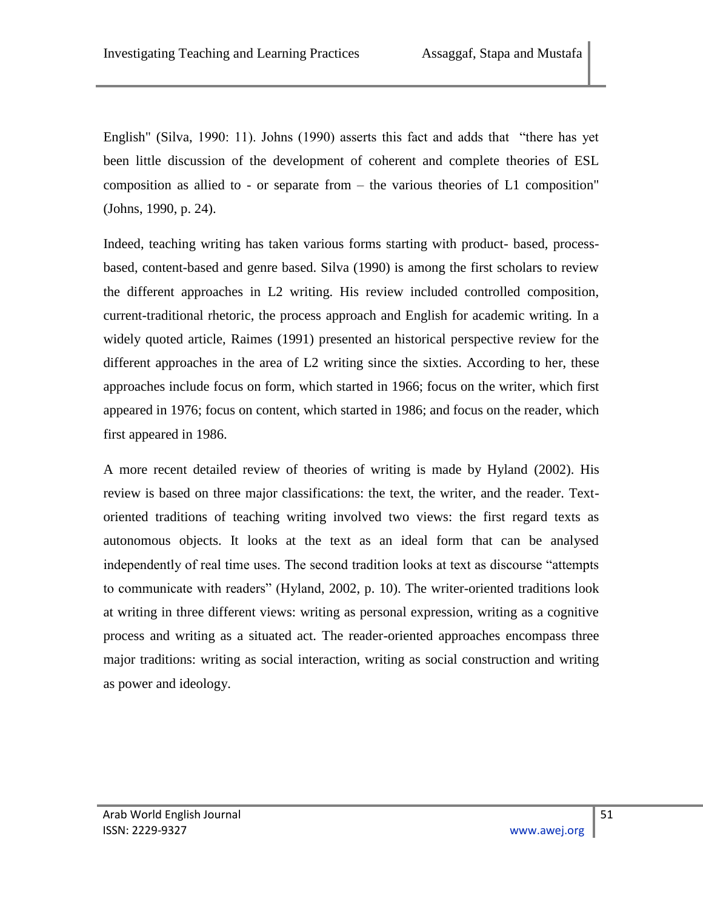English" (Silva, 1990: 11). Johns (1990) asserts this fact and adds that "there has yet been little discussion of the development of coherent and complete theories of ESL composition as allied to - or separate from – the various theories of L1 composition" (Johns, 1990, p. 24).

Indeed, teaching writing has taken various forms starting with product- based, process-based, content-based and genre based. Silva (1990) is among the first scholars to review the different approaches in L2 writing. His review included controlled composition, current-traditional rhetoric, the process approach and English for academic writing. In a widely quoted article, Raimes (1991) presented an historical perspective review for the different approaches in the area of L2 writing since the sixties. According to her, these approaches include focus on form, which started in 1966; focus on the writer, which first appeared in 1976; focus on content, which started in 1986; and focus on the reader, which first appeared in 1986.

A more recent detailed review of theories of writing is made by Hyland (2002). His review is based on three major classifications: the text, the writer, and the reader. Text-oriented traditions of teaching writing involved two views: the first regard texts as autonomous objects. It looks at the text as an ideal form that can be analysed independently of real time uses. The second tradition looks at text as discourse "attempts to communicate with readers" (Hyland, 2002, p. 10). The writer-oriented traditions look at writing in three different views: writing as personal expression, writing as a cognitive process and writing as a situated act. The reader-oriented approaches encompass three major traditions: writing as social interaction, writing as social construction and writing as power and ideology.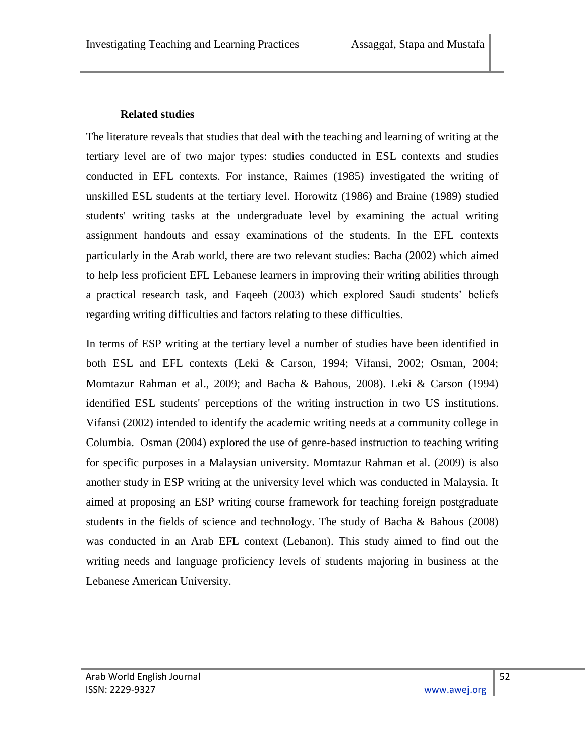## Related studies

The literature reveals that studies that deal with the teaching and learning of writing at the tertiary level are of two major types: studies conducted in ESL contexts and studies conducted in EFL contexts. For instance, Raimes (1985) investigated the writing of unskilled ESL students at the tertiary level. Horowitz (1986) and Braine (1989) studied students' writing tasks at the undergraduate level by examining the actual writing assignment handouts and essay examinations of the students. In the EFL contexts particularly in the Arab world, there are two relevant studies: Bacha (2002) which aimed to help less proficient EFL Lebanese learners in improving their writing abilities through a practical research task, and Faqeeh (2003) which explored Saudi students' beliefs regarding writing difficulties and factors relating to these difficulties.

In terms of ESP writing at the tertiary level a number of studies have been identified in both ESL and EFL contexts (Leki & Carson, 1994; Vifansi, 2002; Osman, 2004; Momtazur Rahman et al., 2009; and Bacha & Bahous, 2008). Leki & Carson (1994) identified ESL students' perceptions of the writing instruction in two US institutions. Vifansi (2002) intended to identify the academic writing needs at a community college in Columbia. Osman (2004) explored the use of genre-based instruction to teaching writing for specific purposes in a Malaysian university. Momtazur Rahman et al. (2009) is also another study in ESP writing at the university level which was conducted in Malaysia. It aimed at proposing an ESP writing course framework for teaching foreign postgraduate students in the fields of science and technology. The study of Bacha & Bahous (2008) was conducted in an Arab EFL context (Lebanon). This study aimed to find out the writing needs and language proficiency levels of students majoring in business at the Lebanese American University.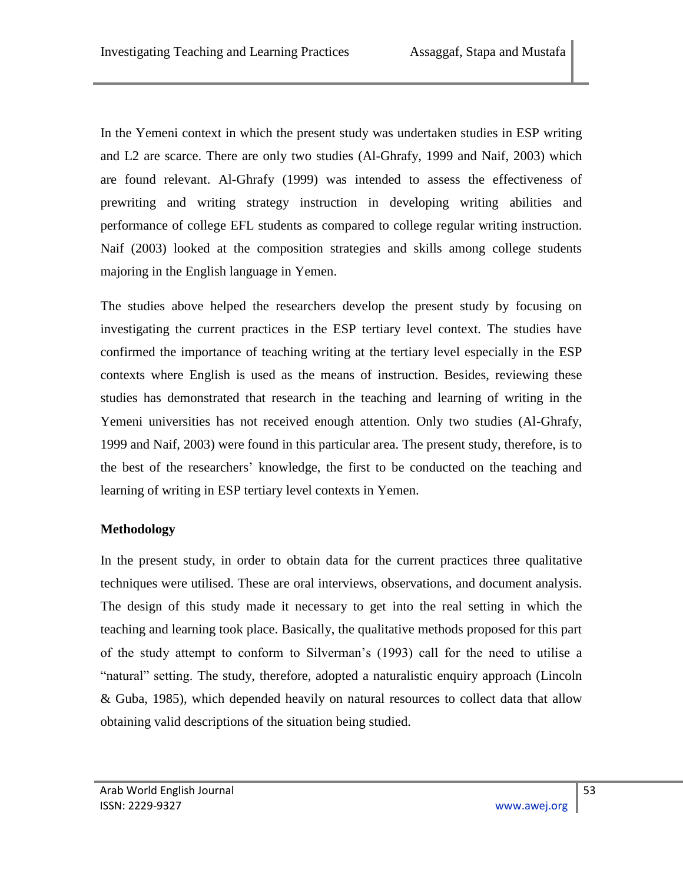In the Yemeni context in which the present study was undertaken studies in ESP writing and L2 are scarce. There are only two studies (Al-Ghrafy, 1999 and Naif, 2003) which are found relevant. Al-Ghrafy (1999) was intended to assess the effectiveness of prewriting and writing strategy instruction in developing writing abilities and performance of college EFL students as compared to college regular writing instruction. Naif (2003) looked at the composition strategies and skills among college students majoring in the English language in Yemen.

The studies above helped the researchers develop the present study by focusing on investigating the current practices in the ESP tertiary level context. The studies have confirmed the importance of teaching writing at the tertiary level especially in the ESP contexts where English is used as the means of instruction. Besides, reviewing these studies has demonstrated that research in the teaching and learning of writing in the Yemeni universities has not received enough attention. Only two studies (Al-Ghrafy, 1999 and Naif, 2003) were found in this particular area. The present study, therefore, is to the best of the researchers' knowledge, the first to be conducted on the teaching and learning of writing in ESP tertiary level contexts in Yemen.

**Methodology**

In the present study, in order to obtain data for the current practices three qualitative techniques were utilised. These are oral interviews, observations, and document analysis. The design of this study made it necessary to get into the real setting in which the teaching and learning took place. Basically, the qualitative methods proposed for this part of the study attempt to conform to Silverman's (1993) call for the need to utilise a "natural" setting. The study, therefore, adopted a naturalistic enquiry approach (Lincoln & Guba, 1985), which depended heavily on natural resources to collect data that allow obtaining valid descriptions of the situation being studied.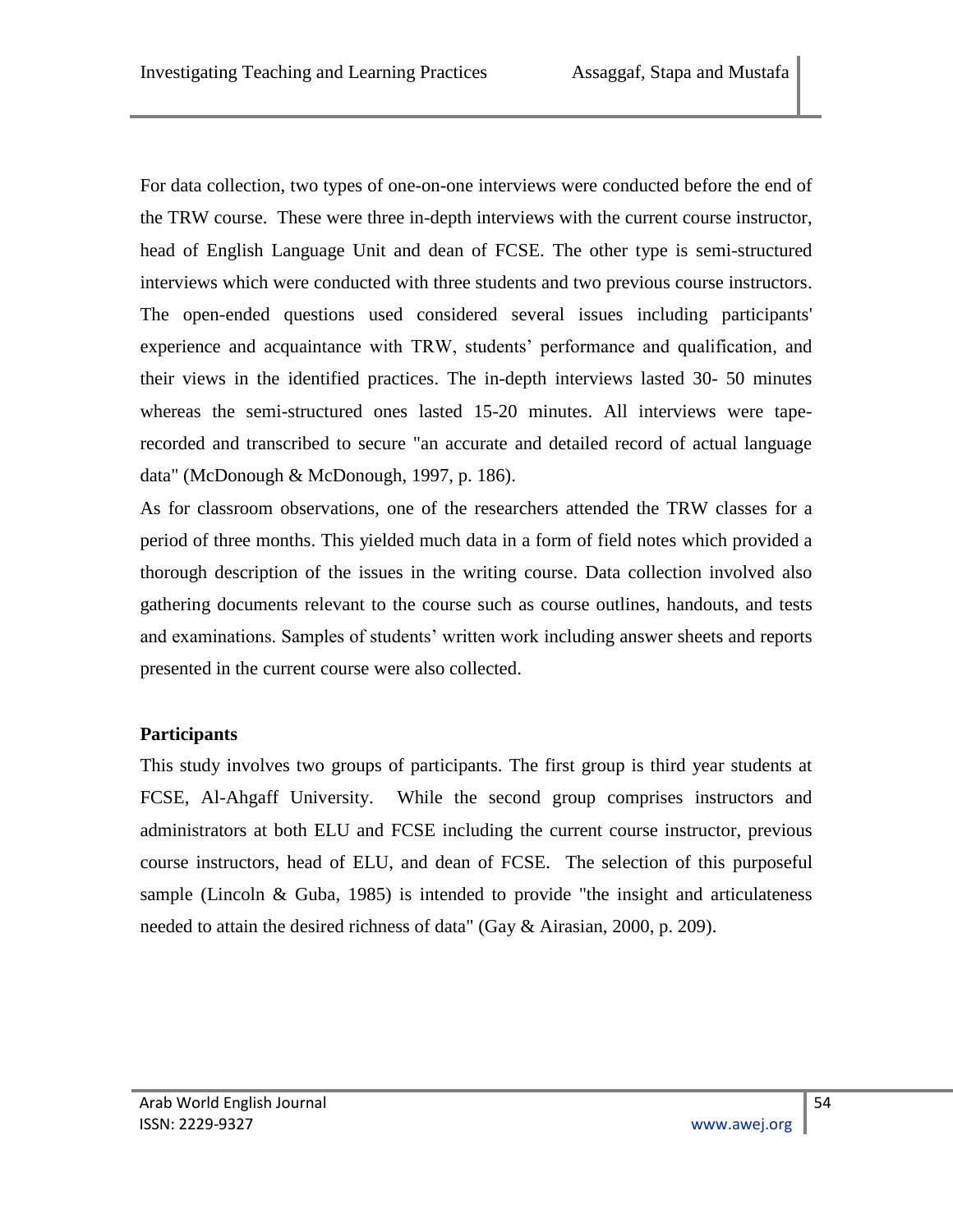For data collection, two types of one-on-one interviews were conducted before the end of the TRW course. These were three in-depth interviews with the current course instructor, head of English Language Unit and dean of FCSE. The other type is semi-structured interviews which were conducted with three students and two previous course instructors. The open-ended questions used considered several issues including participants' experience and acquaintance with TRW, students' performance and qualification, and their views in the identified practices. The in-depth interviews lasted 30- 50 minutes whereas the semi-structured ones lasted 15-20 minutes. All interviews were tape-recorded and transcribed to secure "an accurate and detailed record of actual language data" (McDonough & McDonough, 1997, p. 186).

As for classroom observations, one of the researchers attended the TRW classes for a period of three months. This yielded much data in a form of field notes which provided a thorough description of the issues in the writing course. Data collection involved also gathering documents relevant to the course such as course outlines, handouts, and tests and examinations. Samples of students' written work including answer sheets and reports presented in the current course were also collected.

**Participants**

This study involves two groups of participants. The first group is third year students at FCSE, Al-Ahgaff University. While the second group comprises instructors and administrators at both ELU and FCSE including the current course instructor, previous course instructors, head of ELU, and dean of FCSE. The selection of this purposeful sample (Lincoln & Guba, 1985) is intended to provide "the insight and articulateness needed to attain the desired richness of data" (Gay & Airasian, 2000, p. 209).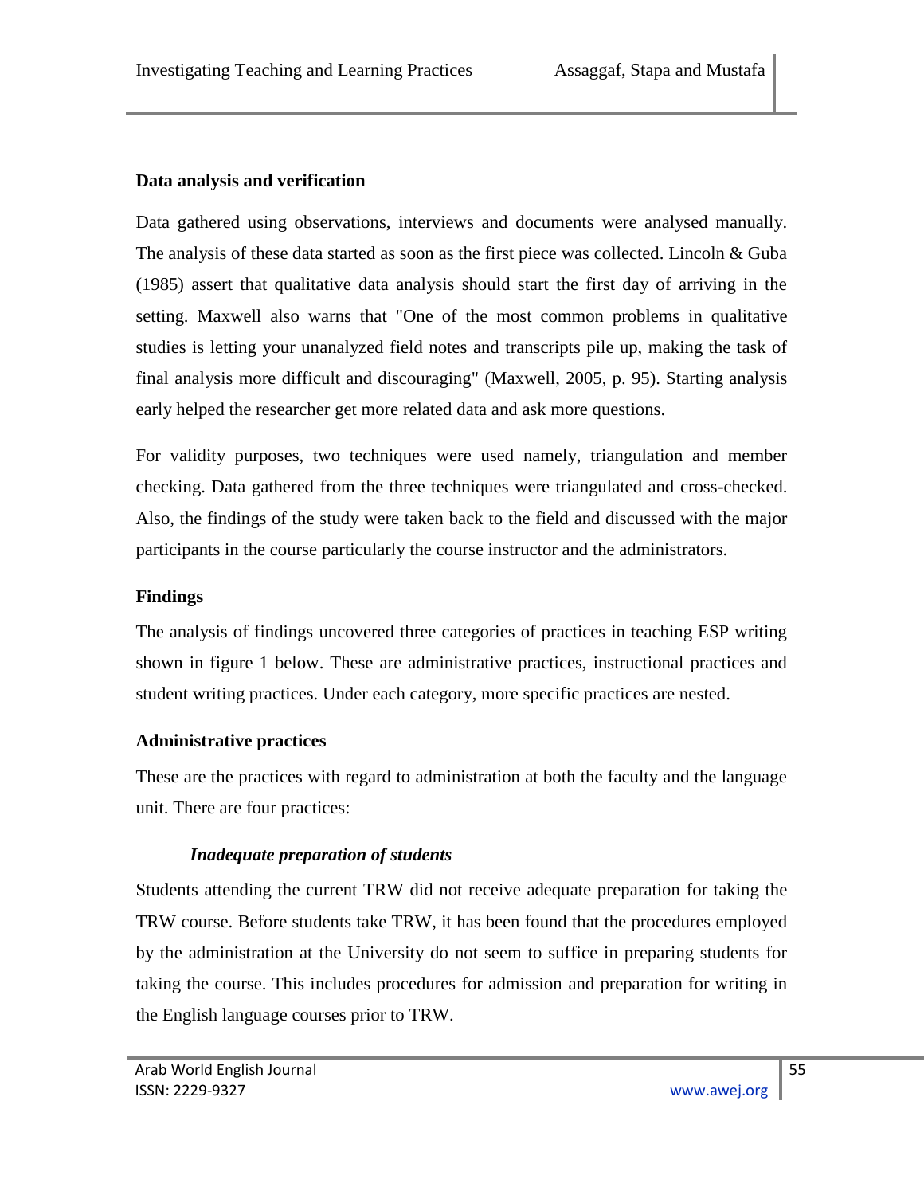### Data analysis and verification

Data gathered using observations, interviews and documents were analysed manually. The analysis of these data started as soon as the first piece was collected. Lincoln & Guba (1985) assert that qualitative data analysis should start the first day of arriving in the setting. Maxwell also warns that "One of the most common problems in qualitative studies is letting your unanalyzed field notes and transcripts pile up, making the task of final analysis more difficult and discouraging" (Maxwell, 2005, p. 95). Starting analysis early helped the researcher get more related data and ask more questions.

For validity purposes, two techniques were used namely, triangulation and member checking. Data gathered from the three techniques were triangulated and cross-checked. Also, the findings of the study were taken back to the field and discussed with the major participants in the course particularly the course instructor and the administrators.

## Findings

The analysis of findings uncovered three categories of practices in teaching ESP writing shown in figure 1 below. These are administrative practices, instructional practices and student writing practices. Under each category, more specific practices are nested.

### Administrative practices

These are the practices with regard to administration at both the faculty and the language unit. There are four practices:

#### *Inadequate preparation of students*

Students attending the current TRW did not receive adequate preparation for taking the TRW course. Before students take TRW, it has been found that the procedures employed by the administration at the University do not seem to suffice in preparing students for taking the course. This includes procedures for admission and preparation for writing in the English language courses prior to TRW.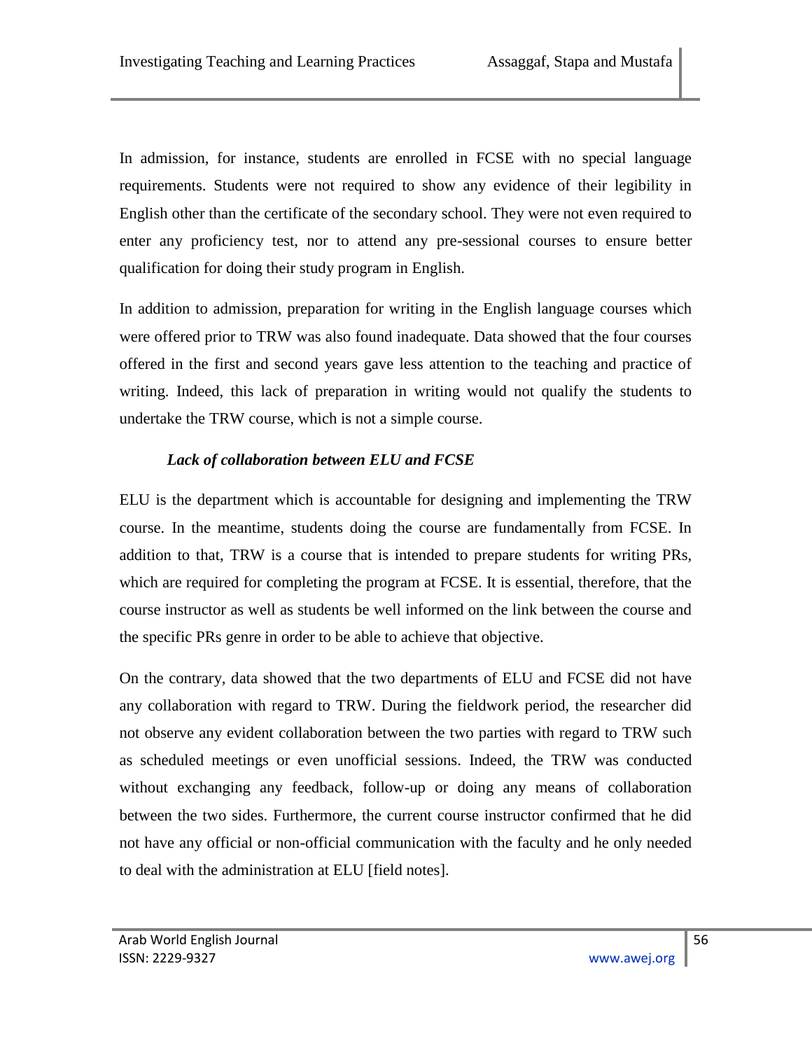In admission, for instance, students are enrolled in FCSE with no special language requirements. Students were not required to show any evidence of their legibility in English other than the certificate of the secondary school. They were not even required to enter any proficiency test, nor to attend any pre-sessional courses to ensure better qualification for doing their study program in English.

In addition to admission, preparation for writing in the English language courses which were offered prior to TRW was also found inadequate. Data showed that the four courses offered in the first and second years gave less attention to the teaching and practice of writing. Indeed, this lack of preparation in writing would not qualify the students to undertake the TRW course, which is not a simple course.

***Lack of collaboration between ELU and FCSE***

ELU is the department which is accountable for designing and implementing the TRW course. In the meantime, students doing the course are fundamentally from FCSE. In addition to that, TRW is a course that is intended to prepare students for writing PRs, which are required for completing the program at FCSE. It is essential, therefore, that the course instructor as well as students be well informed on the link between the course and the specific PRs genre in order to be able to achieve that objective.

On the contrary, data showed that the two departments of ELU and FCSE did not have any collaboration with regard to TRW. During the fieldwork period, the researcher did not observe any evident collaboration between the two parties with regard to TRW such as scheduled meetings or even unofficial sessions. Indeed, the TRW was conducted without exchanging any feedback, follow-up or doing any means of collaboration between the two sides. Furthermore, the current course instructor confirmed that he did not have any official or non-official communication with the faculty and he only needed to deal with the administration at ELU [field notes].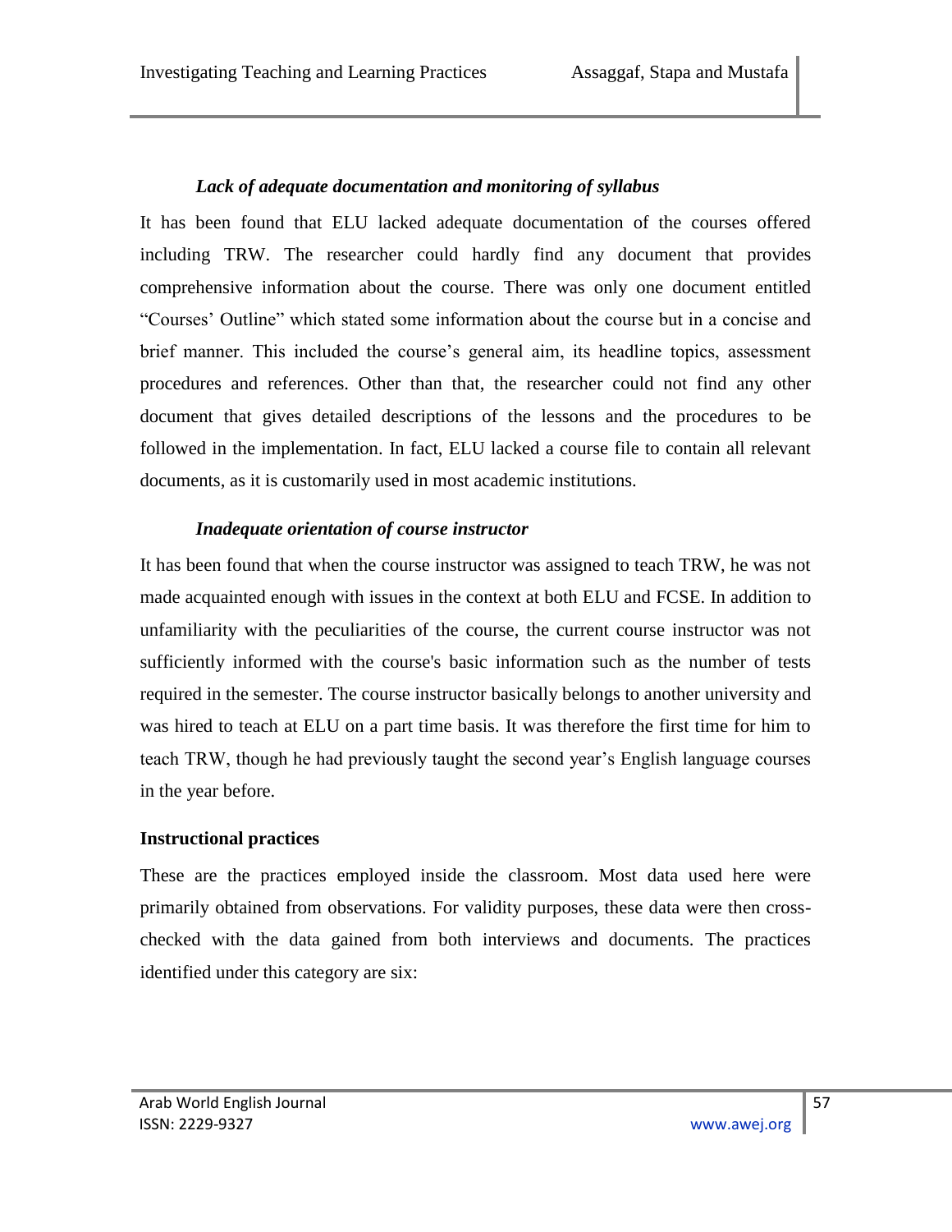#### *Lack of adequate documentation and monitoring of syllabus*

It has been found that ELU lacked adequate documentation of the courses offered including TRW. The researcher could hardly find any document that provides comprehensive information about the course. There was only one document entitled "Courses' Outline" which stated some information about the course but in a concise and brief manner. This included the course's general aim, its headline topics, assessment procedures and references. Other than that, the researcher could not find any other document that gives detailed descriptions of the lessons and the procedures to be followed in the implementation. In fact, ELU lacked a course file to contain all relevant documents, as it is customarily used in most academic institutions.

#### *Inadequate orientation of course instructor*

It has been found that when the course instructor was assigned to teach TRW, he was not made acquainted enough with issues in the context at both ELU and FCSE. In addition to unfamiliarity with the peculiarities of the course, the current course instructor was not sufficiently informed with the course's basic information such as the number of tests required in the semester. The course instructor basically belongs to another university and was hired to teach at ELU on a part time basis. It was therefore the first time for him to teach TRW, though he had previously taught the second year's English language courses in the year before.

### **Instructional practices**

These are the practices employed inside the classroom. Most data used here were primarily obtained from observations. For validity purposes, these data were then cross-checked with the data gained from both interviews and documents. The practices identified under this category are six: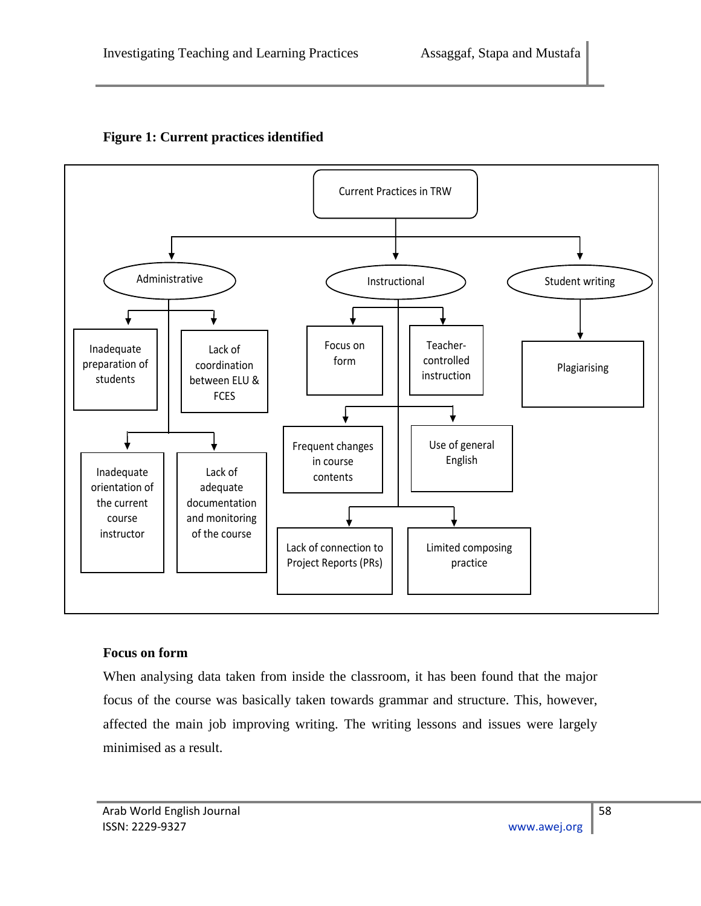**Figure 1: Current practices identified**

- Current Practices in TRW
  - Administrative
    - Inadequate preparation of students
    - Lack of coordination between ELU & FCES
    - Inadequate orientation of the current course instructor
    - Lack of adequate documentation and monitoring of the course
  - Instructional
    - Focus on form
    - Teacher-controlled instruction
    - Frequent changes in course contents
    - Use of general English
    - Lack of connection to Project Reports (PRs)
    - Limited composing practice
  - Student writing
    - Plagiarising

### Focus on form

When analysing data taken from inside the classroom, it has been found that the major focus of the course was basically taken towards grammar and structure. This, however, affected the main job improving writing. The writing lessons and issues were largely minimised as a result.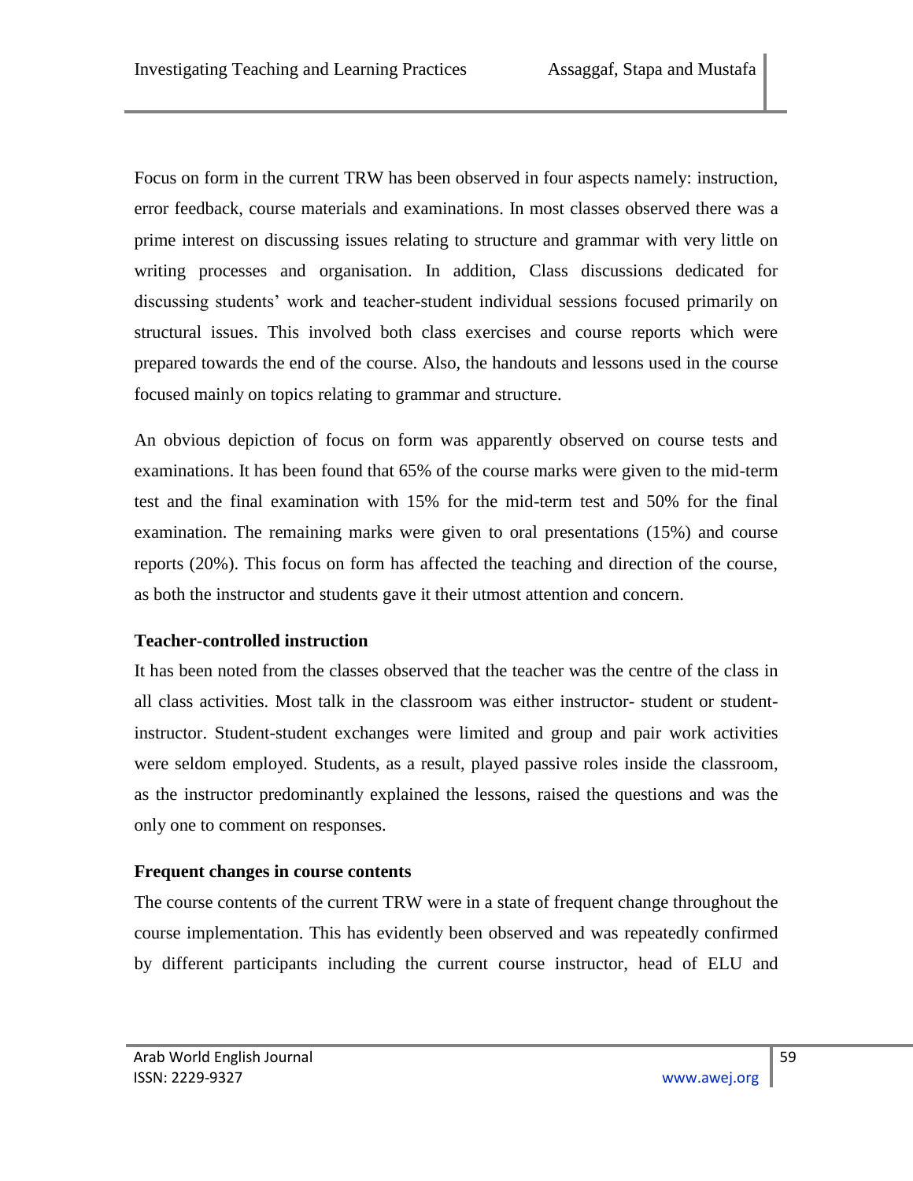Focus on form in the current TRW has been observed in four aspects namely: instruction, error feedback, course materials and examinations. In most classes observed there was a prime interest on discussing issues relating to structure and grammar with very little on writing processes and organisation. In addition, Class discussions dedicated for discussing students' work and teacher-student individual sessions focused primarily on structural issues. This involved both class exercises and course reports which were prepared towards the end of the course. Also, the handouts and lessons used in the course focused mainly on topics relating to grammar and structure.

An obvious depiction of focus on form was apparently observed on course tests and examinations. It has been found that 65% of the course marks were given to the mid-term test and the final examination with 15% for the mid-term test and 50% for the final examination. The remaining marks were given to oral presentations (15%) and course reports (20%). This focus on form has affected the teaching and direction of the course, as both the instructor and students gave it their utmost attention and concern.

**Teacher-controlled instruction**

It has been noted from the classes observed that the teacher was the centre of the class in all class activities. Most talk in the classroom was either instructor- student or student-instructor. Student-student exchanges were limited and group and pair work activities were seldom employed. Students, as a result, played passive roles inside the classroom, as the instructor predominantly explained the lessons, raised the questions and was the only one to comment on responses.

**Frequent changes in course contents**

The course contents of the current TRW were in a state of frequent change throughout the course implementation. This has evidently been observed and was repeatedly confirmed by different participants including the current course instructor, head of ELU and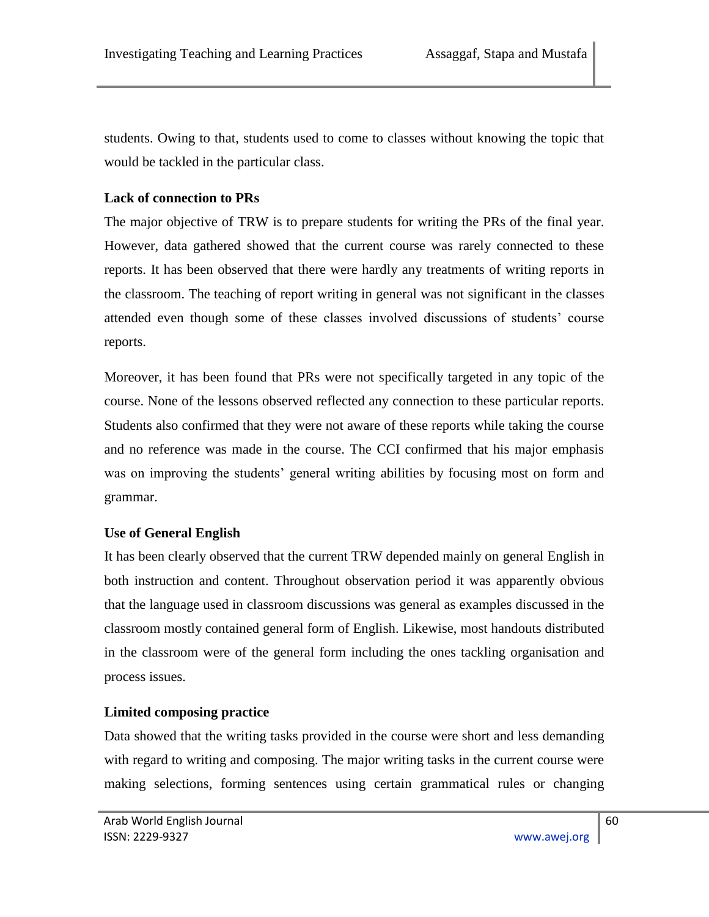students. Owing to that, students used to come to classes without knowing the topic that would be tackled in the particular class.

**Lack of connection to PRs**

The major objective of TRW is to prepare students for writing the PRs of the final year. However, data gathered showed that the current course was rarely connected to these reports. It has been observed that there were hardly any treatments of writing reports in the classroom. The teaching of report writing in general was not significant in the classes attended even though some of these classes involved discussions of students' course reports.

Moreover, it has been found that PRs were not specifically targeted in any topic of the course. None of the lessons observed reflected any connection to these particular reports. Students also confirmed that they were not aware of these reports while taking the course and no reference was made in the course. The CCI confirmed that his major emphasis was on improving the students' general writing abilities by focusing most on form and grammar.

**Use of General English**

It has been clearly observed that the current TRW depended mainly on general English in both instruction and content. Throughout observation period it was apparently obvious that the language used in classroom discussions was general as examples discussed in the classroom mostly contained general form of English. Likewise, most handouts distributed in the classroom were of the general form including the ones tackling organisation and process issues.

**Limited composing practice**

Data showed that the writing tasks provided in the course were short and less demanding with regard to writing and composing. The major writing tasks in the current course were making selections, forming sentences using certain grammatical rules or changing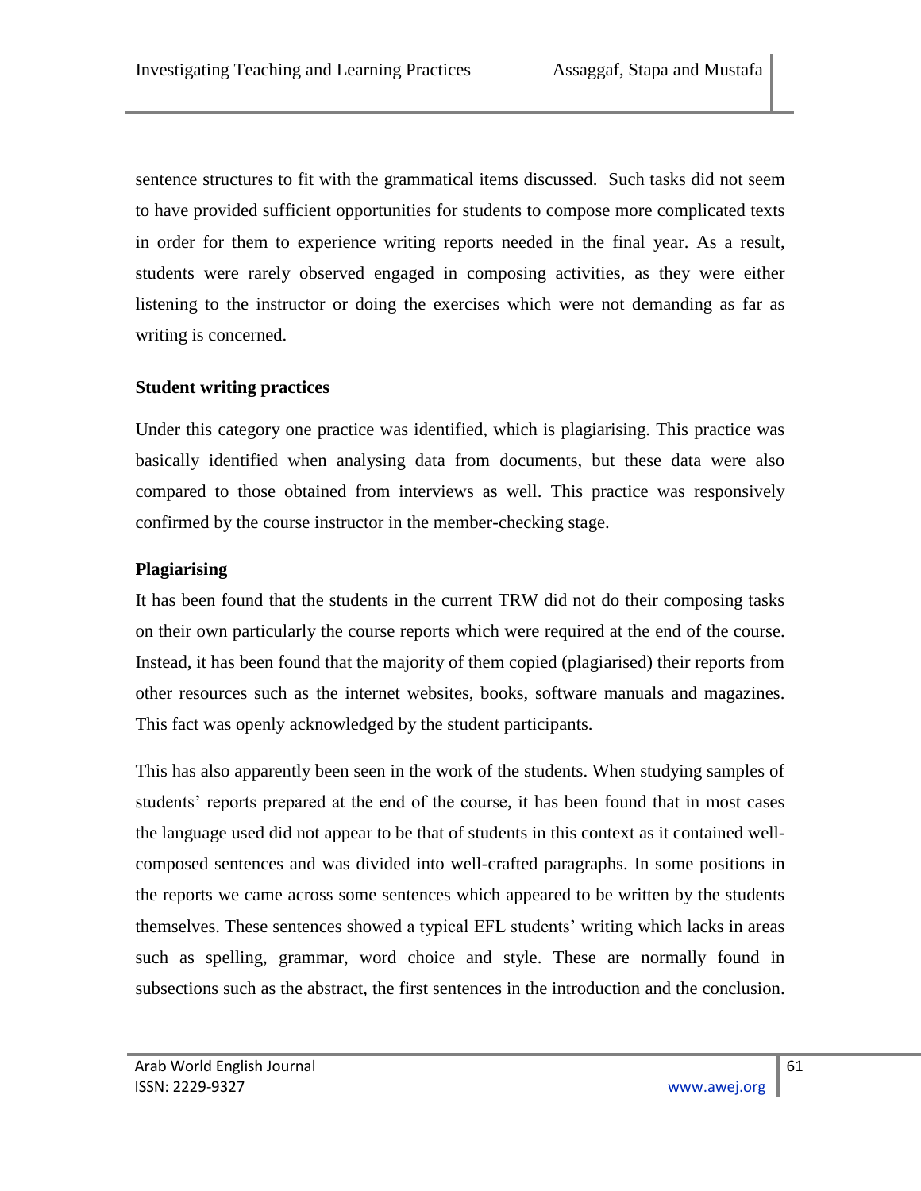sentence structures to fit with the grammatical items discussed. Such tasks did not seem to have provided sufficient opportunities for students to compose more complicated texts in order for them to experience writing reports needed in the final year. As a result, students were rarely observed engaged in composing activities, as they were either listening to the instructor or doing the exercises which were not demanding as far as writing is concerned.

**Student writing practices**

Under this category one practice was identified, which is plagiarising. This practice was basically identified when analysing data from documents, but these data were also compared to those obtained from interviews as well. This practice was responsively confirmed by the course instructor in the member-checking stage.

**Plagiarising**

It has been found that the students in the current TRW did not do their composing tasks on their own particularly the course reports which were required at the end of the course. Instead, it has been found that the majority of them copied (plagiarised) their reports from other resources such as the internet websites, books, software manuals and magazines. This fact was openly acknowledged by the student participants.

This has also apparently been seen in the work of the students. When studying samples of students' reports prepared at the end of the course, it has been found that in most cases the language used did not appear to be that of students in this context as it contained well-composed sentences and was divided into well-crafted paragraphs. In some positions in the reports we came across some sentences which appeared to be written by the students themselves. These sentences showed a typical EFL students' writing which lacks in areas such as spelling, grammar, word choice and style. These are normally found in subsections such as the abstract, the first sentences in the introduction and the conclusion.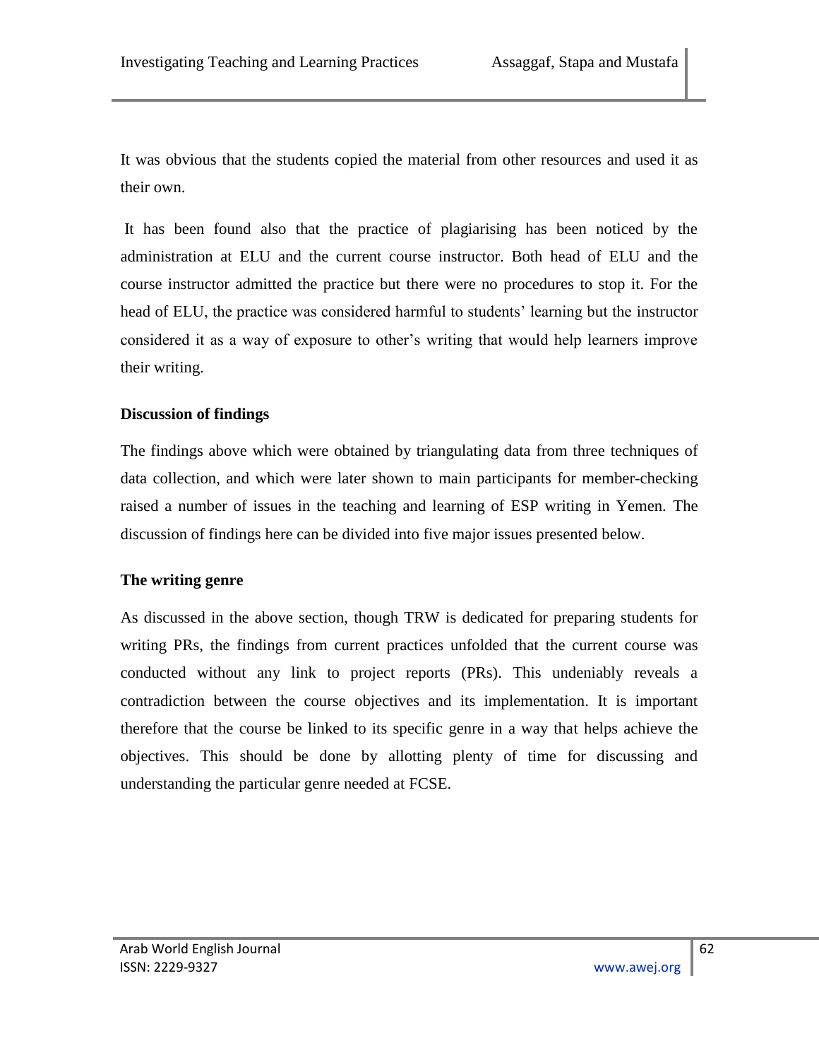It was obvious that the students copied the material from other resources and used it as their own.

It has been found also that the practice of plagiarising has been noticed by the administration at ELU and the current course instructor. Both head of ELU and the course instructor admitted the practice but there were no procedures to stop it. For the head of ELU, the practice was considered harmful to students' learning but the instructor considered it as a way of exposure to other's writing that would help learners improve their writing.

### Discussion of findings

The findings above which were obtained by triangulating data from three techniques of data collection, and which were later shown to main participants for member-checking raised a number of issues in the teaching and learning of ESP writing in Yemen. The discussion of findings here can be divided into five major issues presented below.

### The writing genre

As discussed in the above section, though TRW is dedicated for preparing students for writing PRs, the findings from current practices unfolded that the current course was conducted without any link to project reports (PRs). This undeniably reveals a contradiction between the course objectives and its implementation. It is important therefore that the course be linked to its specific genre in a way that helps achieve the objectives. This should be done by allotting plenty of time for discussing and understanding the particular genre needed at FCSE.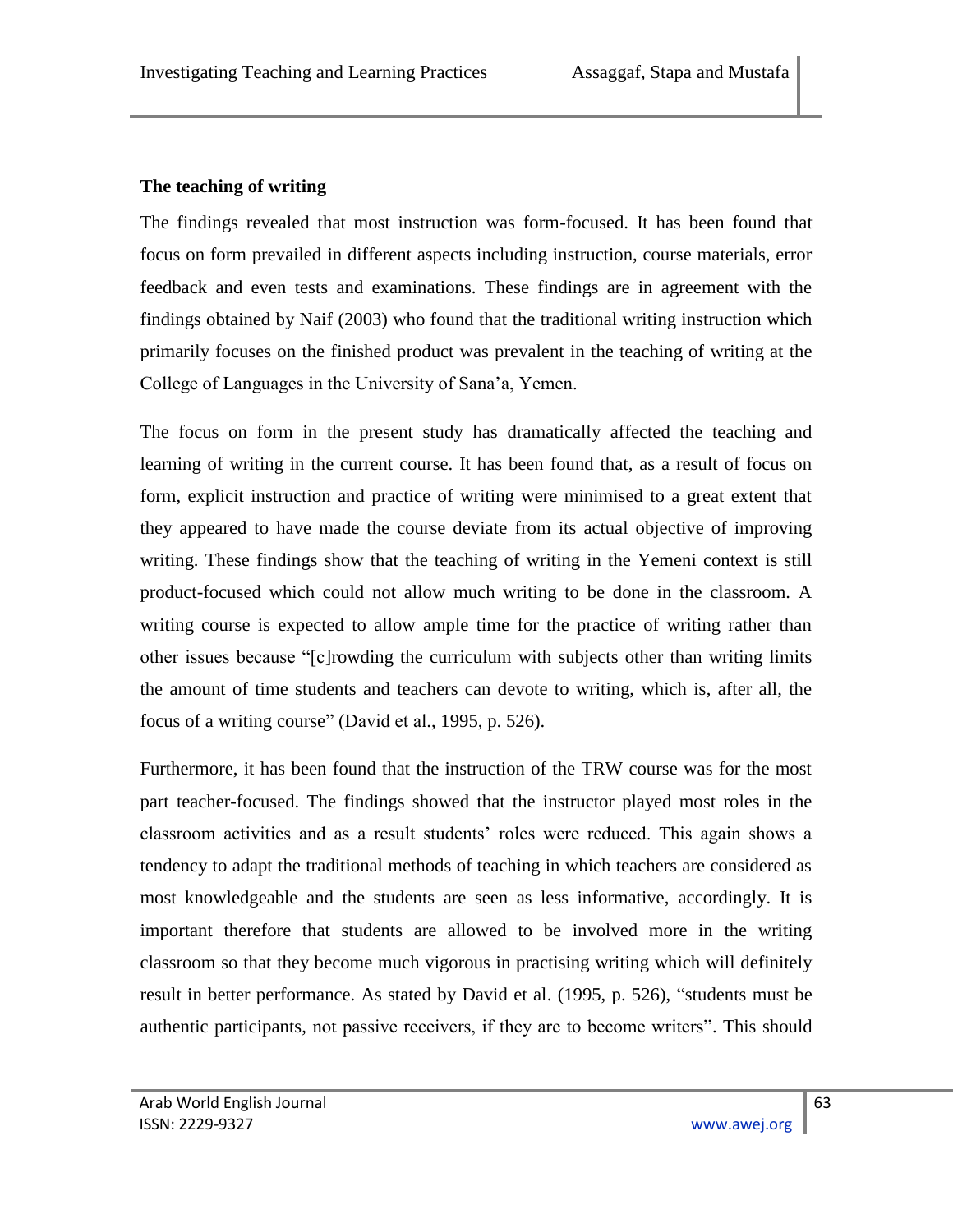**The teaching of writing**

The findings revealed that most instruction was form-focused. It has been found that focus on form prevailed in different aspects including instruction, course materials, error feedback and even tests and examinations. These findings are in agreement with the findings obtained by Naif (2003) who found that the traditional writing instruction which primarily focuses on the finished product was prevalent in the teaching of writing at the College of Languages in the University of Sana'a, Yemen.

The focus on form in the present study has dramatically affected the teaching and learning of writing in the current course. It has been found that, as a result of focus on form, explicit instruction and practice of writing were minimised to a great extent that they appeared to have made the course deviate from its actual objective of improving writing. These findings show that the teaching of writing in the Yemeni context is still product-focused which could not allow much writing to be done in the classroom. A writing course is expected to allow ample time for the practice of writing rather than other issues because "[c]rowding the curriculum with subjects other than writing limits the amount of time students and teachers can devote to writing, which is, after all, the focus of a writing course" (David et al., 1995, p. 526).

Furthermore, it has been found that the instruction of the TRW course was for the most part teacher-focused. The findings showed that the instructor played most roles in the classroom activities and as a result students' roles were reduced. This again shows a tendency to adapt the traditional methods of teaching in which teachers are considered as most knowledgeable and the students are seen as less informative, accordingly. It is important therefore that students are allowed to be involved more in the writing classroom so that they become much vigorous in practising writing which will definitely result in better performance. As stated by David et al. (1995, p. 526), "students must be authentic participants, not passive receivers, if they are to become writers". This should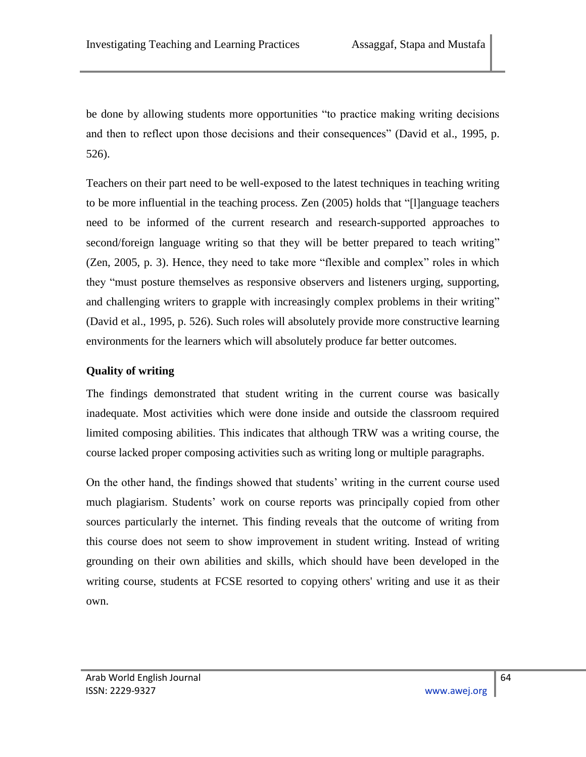be done by allowing students more opportunities "to practice making writing decisions and then to reflect upon those decisions and their consequences" (David et al., 1995, p. 526).

Teachers on their part need to be well-exposed to the latest techniques in teaching writing to be more influential in the teaching process. Zen (2005) holds that "[l]anguage teachers need to be informed of the current research and research-supported approaches to second/foreign language writing so that they will be better prepared to teach writing" (Zen, 2005, p. 3). Hence, they need to take more "flexible and complex" roles in which they "must posture themselves as responsive observers and listeners urging, supporting, and challenging writers to grapple with increasingly complex problems in their writing" (David et al., 1995, p. 526). Such roles will absolutely provide more constructive learning environments for the learners which will absolutely produce far better outcomes.

**Quality of writing**

The findings demonstrated that student writing in the current course was basically inadequate. Most activities which were done inside and outside the classroom required limited composing abilities. This indicates that although TRW was a writing course, the course lacked proper composing activities such as writing long or multiple paragraphs.

On the other hand, the findings showed that students' writing in the current course used much plagiarism. Students' work on course reports was principally copied from other sources particularly the internet. This finding reveals that the outcome of writing from this course does not seem to show improvement in student writing. Instead of writing grounding on their own abilities and skills, which should have been developed in the writing course, students at FCSE resorted to copying others' writing and use it as their own.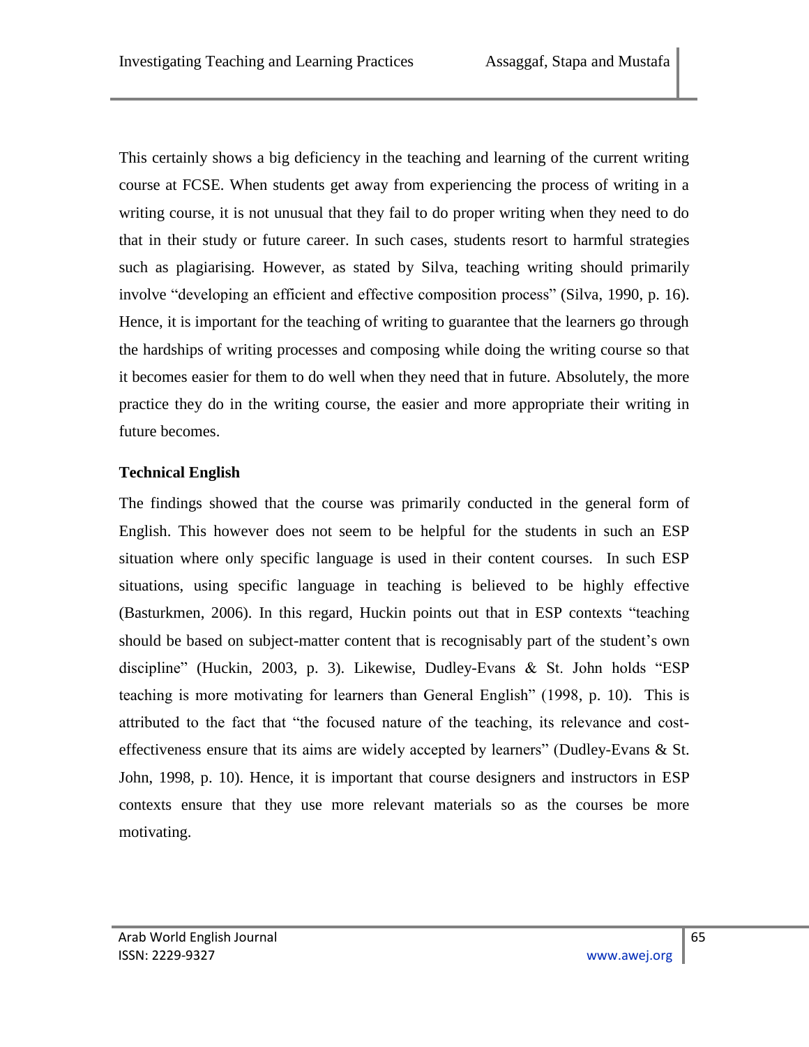This certainly shows a big deficiency in the teaching and learning of the current writing course at FCSE. When students get away from experiencing the process of writing in a writing course, it is not unusual that they fail to do proper writing when they need to do that in their study or future career. In such cases, students resort to harmful strategies such as plagiarising. However, as stated by Silva, teaching writing should primarily involve "developing an efficient and effective composition process" (Silva, 1990, p. 16). Hence, it is important for the teaching of writing to guarantee that the learners go through the hardships of writing processes and composing while doing the writing course so that it becomes easier for them to do well when they need that in future. Absolutely, the more practice they do in the writing course, the easier and more appropriate their writing in future becomes.

**Technical English**

The findings showed that the course was primarily conducted in the general form of English. This however does not seem to be helpful for the students in such an ESP situation where only specific language is used in their content courses. In such ESP situations, using specific language in teaching is believed to be highly effective (Basturkmen, 2006). In this regard, Huckin points out that in ESP contexts "teaching should be based on subject-matter content that is recognisably part of the student's own discipline" (Huckin, 2003, p. 3). Likewise, Dudley-Evans & St. John holds "ESP teaching is more motivating for learners than General English" (1998, p. 10). This is attributed to the fact that "the focused nature of the teaching, its relevance and cost-effectiveness ensure that its aims are widely accepted by learners" (Dudley-Evans & St. John, 1998, p. 10). Hence, it is important that course designers and instructors in ESP contexts ensure that they use more relevant materials so as the courses be more motivating.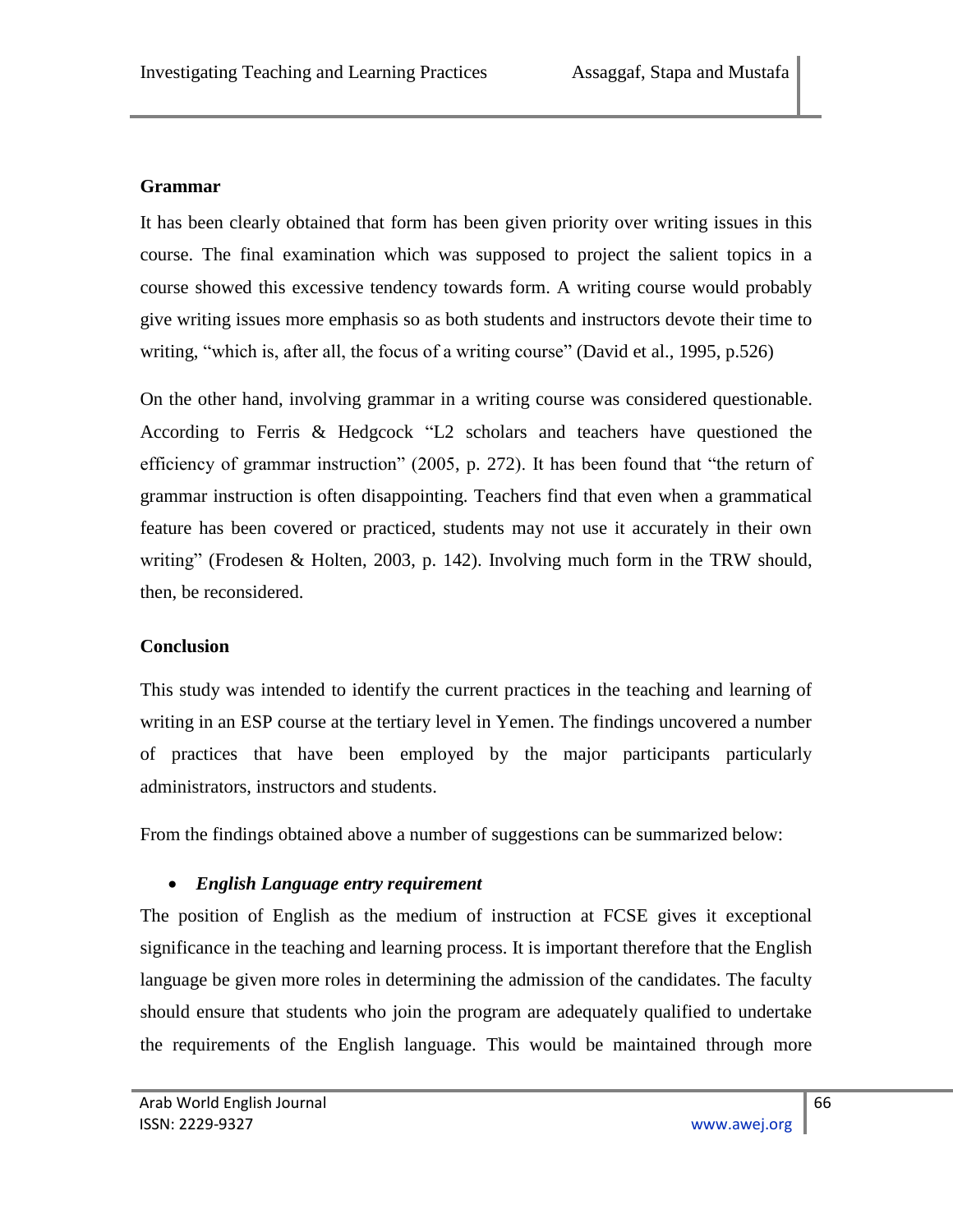## Grammar

It has been clearly obtained that form has been given priority over writing issues in this course. The final examination which was supposed to project the salient topics in a course showed this excessive tendency towards form. A writing course would probably give writing issues more emphasis so as both students and instructors devote their time to writing, "which is, after all, the focus of a writing course" (David et al., 1995, p.526)

On the other hand, involving grammar in a writing course was considered questionable. According to Ferris & Hedgcock "L2 scholars and teachers have questioned the efficiency of grammar instruction" (2005, p. 272). It has been found that "the return of grammar instruction is often disappointing. Teachers find that even when a grammatical feature has been covered or practiced, students may not use it accurately in their own writing" (Frodesen & Holten, 2003, p. 142). Involving much form in the TRW should, then, be reconsidered.

## Conclusion

This study was intended to identify the current practices in the teaching and learning of writing in an ESP course at the tertiary level in Yemen. The findings uncovered a number of practices that have been employed by the major participants particularly administrators, instructors and students.

From the findings obtained above a number of suggestions can be summarized below:

- ***English Language entry requirement***

The position of English as the medium of instruction at FCSE gives it exceptional significance in the teaching and learning process. It is important therefore that the English language be given more roles in determining the admission of the candidates. The faculty should ensure that students who join the program are adequately qualified to undertake the requirements of the English language. This would be maintained through more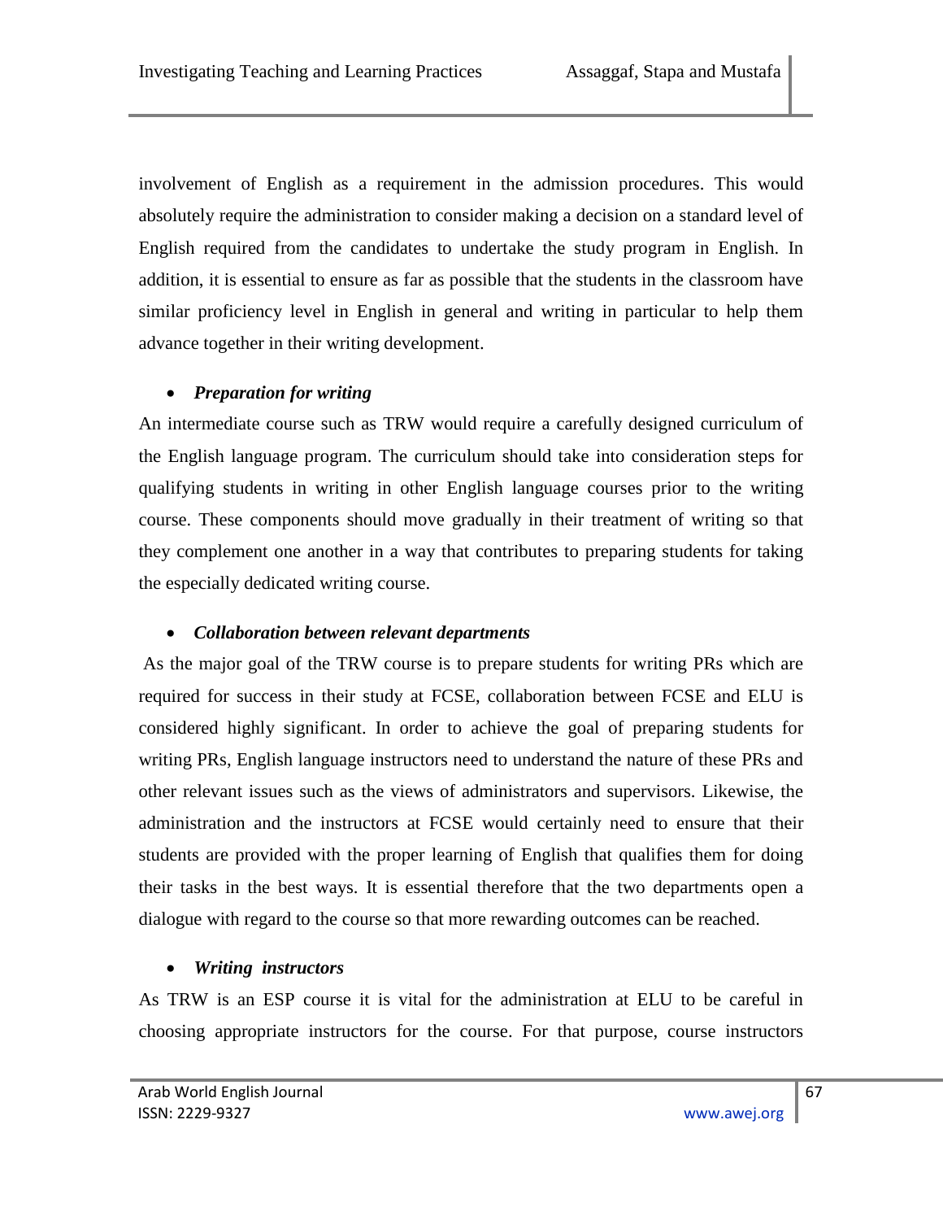involvement of English as a requirement in the admission procedures. This would absolutely require the administration to consider making a decision on a standard level of English required from the candidates to undertake the study program in English. In addition, it is essential to ensure as far as possible that the students in the classroom have similar proficiency level in English in general and writing in particular to help them advance together in their writing development.

- ***Preparation for writing***

An intermediate course such as TRW would require a carefully designed curriculum of the English language program. The curriculum should take into consideration steps for qualifying students in writing in other English language courses prior to the writing course. These components should move gradually in their treatment of writing so that they complement one another in a way that contributes to preparing students for taking the especially dedicated writing course.

- ***Collaboration between relevant departments***

As the major goal of the TRW course is to prepare students for writing PRs which are required for success in their study at FCSE, collaboration between FCSE and ELU is considered highly significant. In order to achieve the goal of preparing students for writing PRs, English language instructors need to understand the nature of these PRs and other relevant issues such as the views of administrators and supervisors. Likewise, the administration and the instructors at FCSE would certainly need to ensure that their students are provided with the proper learning of English that qualifies them for doing their tasks in the best ways. It is essential therefore that the two departments open a dialogue with regard to the course so that more rewarding outcomes can be reached.

- ***Writing instructors***

As TRW is an ESP course it is vital for the administration at ELU to be careful in choosing appropriate instructors for the course. For that purpose, course instructors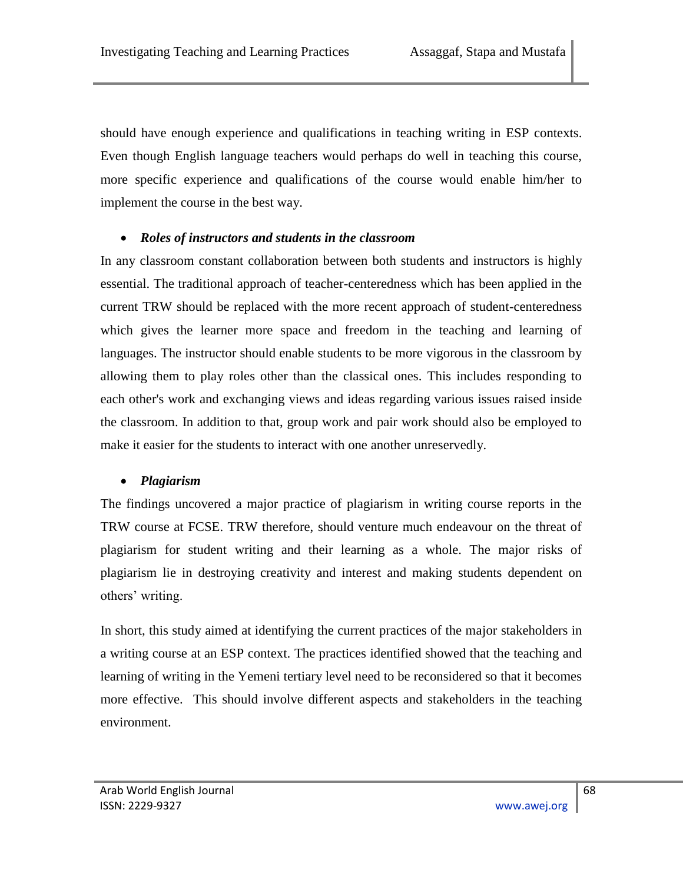should have enough experience and qualifications in teaching writing in ESP contexts. Even though English language teachers would perhaps do well in teaching this course, more specific experience and qualifications of the course would enable him/her to implement the course in the best way.

- ***Roles of instructors and students in the classroom***

In any classroom constant collaboration between both students and instructors is highly essential. The traditional approach of teacher-centeredness which has been applied in the current TRW should be replaced with the more recent approach of student-centeredness which gives the learner more space and freedom in the teaching and learning of languages. The instructor should enable students to be more vigorous in the classroom by allowing them to play roles other than the classical ones. This includes responding to each other's work and exchanging views and ideas regarding various issues raised inside the classroom. In addition to that, group work and pair work should also be employed to make it easier for the students to interact with one another unreservedly.

- ***Plagiarism***

The findings uncovered a major practice of plagiarism in writing course reports in the TRW course at FCSE. TRW therefore, should venture much endeavour on the threat of plagiarism for student writing and their learning as a whole. The major risks of plagiarism lie in destroying creativity and interest and making students dependent on others' writing.

In short, this study aimed at identifying the current practices of the major stakeholders in a writing course at an ESP context. The practices identified showed that the teaching and learning of writing in the Yemeni tertiary level need to be reconsidered so that it becomes more effective. This should involve different aspects and stakeholders in the teaching environment.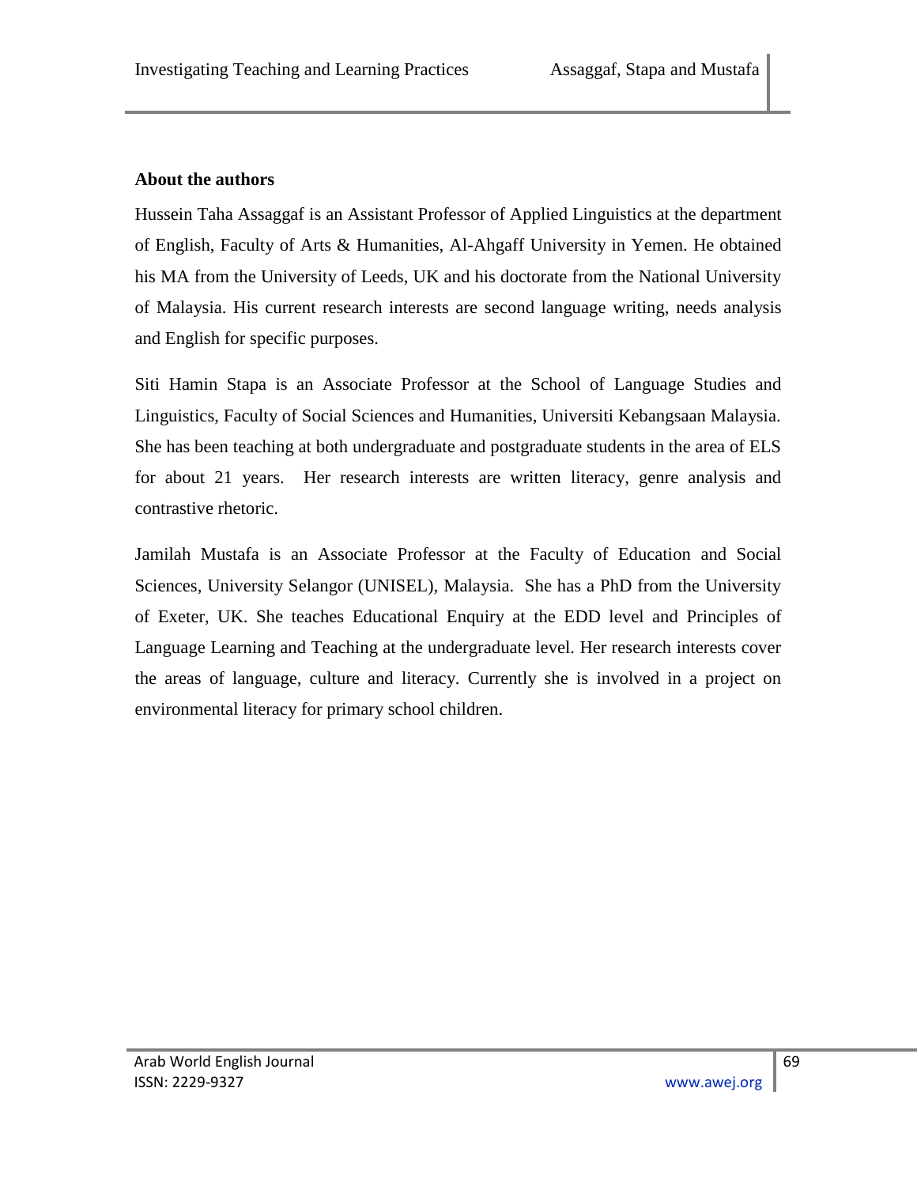**About the authors**

Hussein Taha Assaggaf is an Assistant Professor of Applied Linguistics at the department of English, Faculty of Arts & Humanities, Al-Ahgaff University in Yemen. He obtained his MA from the University of Leeds, UK and his doctorate from the National University of Malaysia. His current research interests are second language writing, needs analysis and English for specific purposes.

Siti Hamin Stapa is an Associate Professor at the School of Language Studies and Linguistics, Faculty of Social Sciences and Humanities, Universiti Kebangsaan Malaysia. She has been teaching at both undergraduate and postgraduate students in the area of ELS for about 21 years. Her research interests are written literacy, genre analysis and contrastive rhetoric.

Jamilah Mustafa is an Associate Professor at the Faculty of Education and Social Sciences, University Selangor (UNISEL), Malaysia. She has a PhD from the University of Exeter, UK. She teaches Educational Enquiry at the EDD level and Principles of Language Learning and Teaching at the undergraduate level. Her research interests cover the areas of language, culture and literacy. Currently she is involved in a project on environmental literacy for primary school children.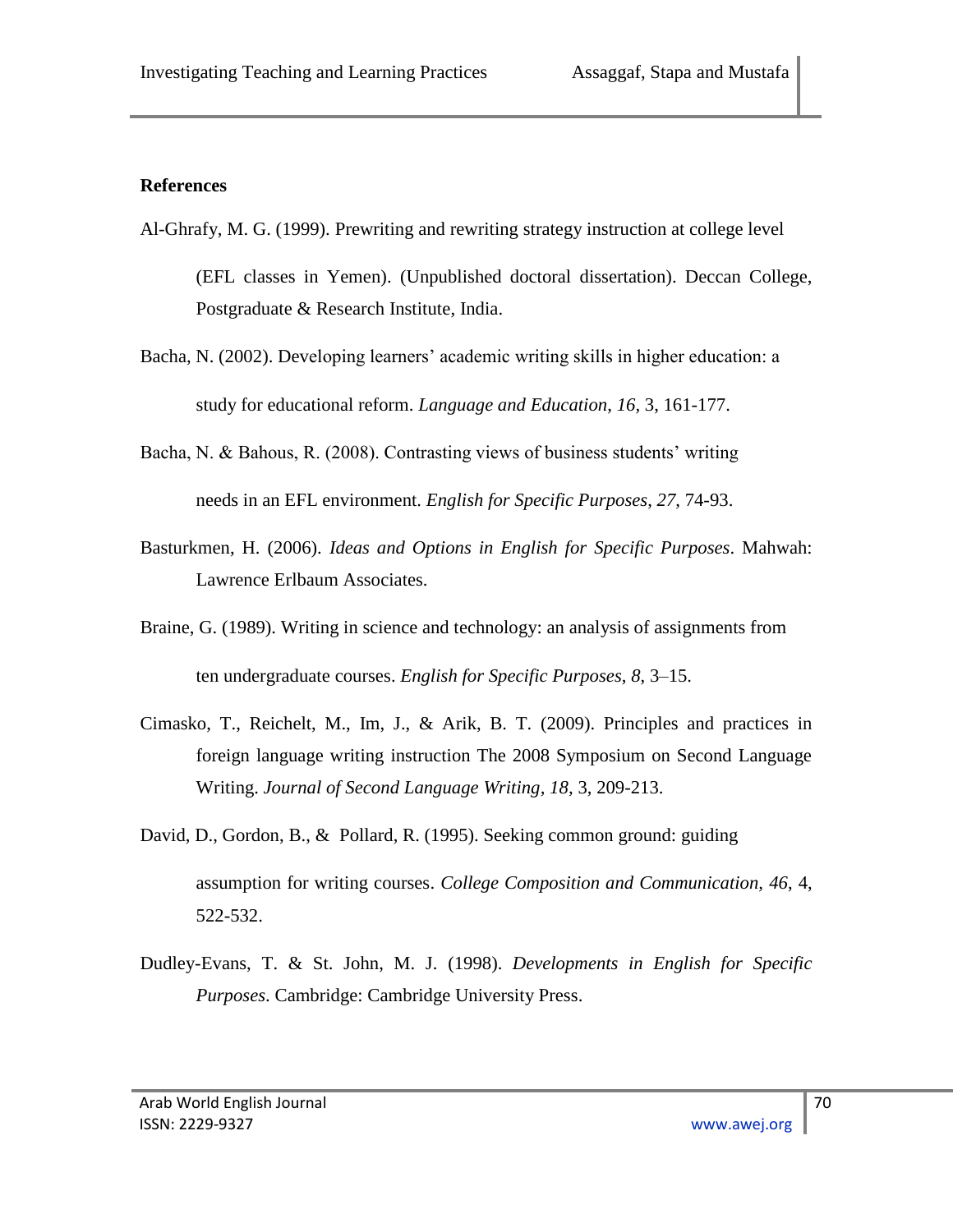**References**

Al-Ghrafy, M. G. (1999). Prewriting and rewriting strategy instruction at college level (EFL classes in Yemen). (Unpublished doctoral dissertation). Deccan College, Postgraduate & Research Institute, India.

Bacha, N. (2002). Developing learners' academic writing skills in higher education: a study for educational reform. *Language and Education, 16,* 3, 161-177.

Bacha, N. & Bahous, R. (2008). Contrasting views of business students' writing needs in an EFL environment. *English for Specific Purposes, 27*, 74-93.

Basturkmen, H. (2006). *Ideas and Options in English for Specific Purposes*. Mahwah: Lawrence Erlbaum Associates.

Braine, G. (1989). Writing in science and technology: an analysis of assignments from ten undergraduate courses. *English for Specific Purposes*, *8*, 3–15.

Cimasko, T., Reichelt, M., Im, J., & Arik, B. T. (2009). Principles and practices in foreign language writing instruction The 2008 Symposium on Second Language Writing. *Journal of Second Language Writing, 18,* 3, 209-213.

David, D., Gordon, B., & Pollard, R. (1995). Seeking common ground: guiding assumption for writing courses. *College Composition and Communication, 46*, 4, 522-532.

Dudley-Evans, T. & St. John, M. J. (1998). *Developments in English for Specific Purposes*. Cambridge: Cambridge University Press.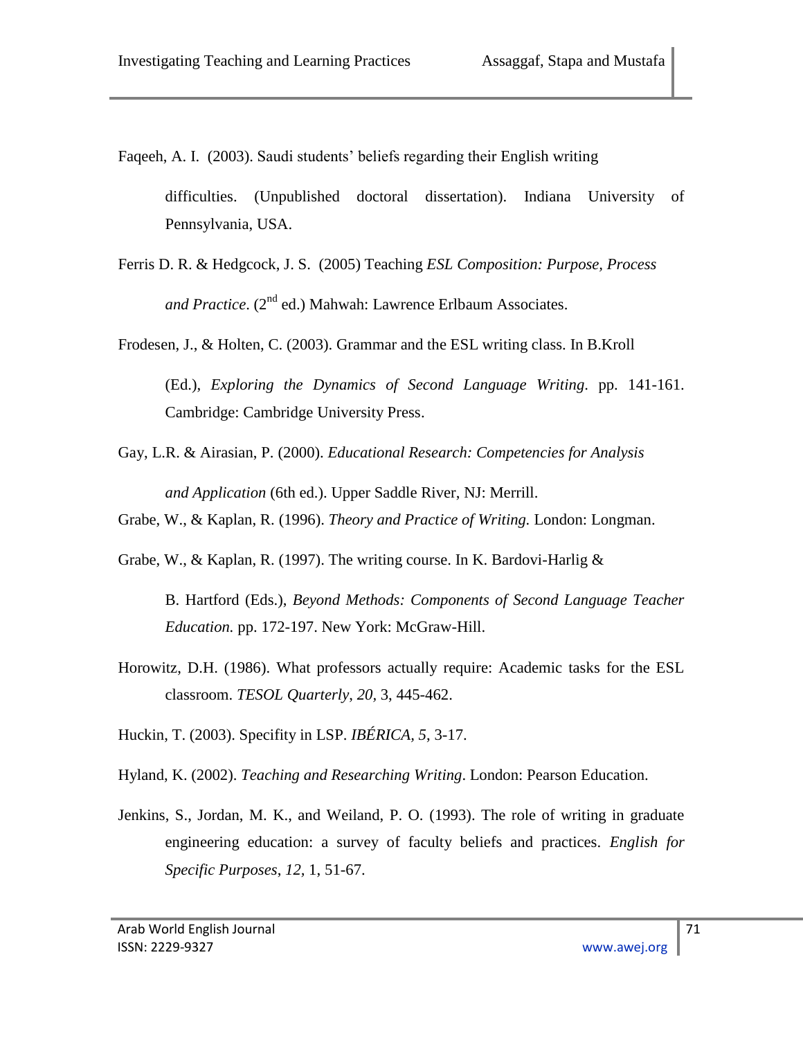Faqeeh, A. I. (2003). Saudi students' beliefs regarding their English writing difficulties. (Unpublished doctoral dissertation). Indiana University of Pennsylvania, USA.

Ferris D. R. & Hedgcock, J. S. (2005) Teaching *ESL Composition: Purpose, Process and Practice*. (2nd ed.) Mahwah: Lawrence Erlbaum Associates.

Frodesen, J., & Holten, C. (2003). Grammar and the ESL writing class. In B.Kroll (Ed.), *Exploring the Dynamics of Second Language Writing*. pp. 141-161. Cambridge: Cambridge University Press.

Gay, L.R. & Airasian, P. (2000). *Educational Research: Competencies for Analysis and Application* (6th ed.). Upper Saddle River, NJ: Merrill.

Grabe, W., & Kaplan, R. (1996). *Theory and Practice of Writing.* London: Longman.

Grabe, W., & Kaplan, R. (1997). The writing course. In K. Bardovi-Harlig & B. Hartford (Eds.), *Beyond Methods: Components of Second Language Teacher Education.* pp. 172-197. New York: McGraw-Hill.

Horowitz, D.H. (1986). What professors actually require: Academic tasks for the ESL classroom. *TESOL Quarterly*, *20*, 3, 445-462.

Huckin, T. (2003). Specifity in LSP. *IBÉRICA*, *5*, 3-17.

Hyland, K. (2002). *Teaching and Researching Writing*. London: Pearson Education.

Jenkins, S., Jordan, M. K., and Weiland, P. O. (1993). The role of writing in graduate engineering education: a survey of faculty beliefs and practices. *English for Specific Purposes*, *12*, 1, 51-67.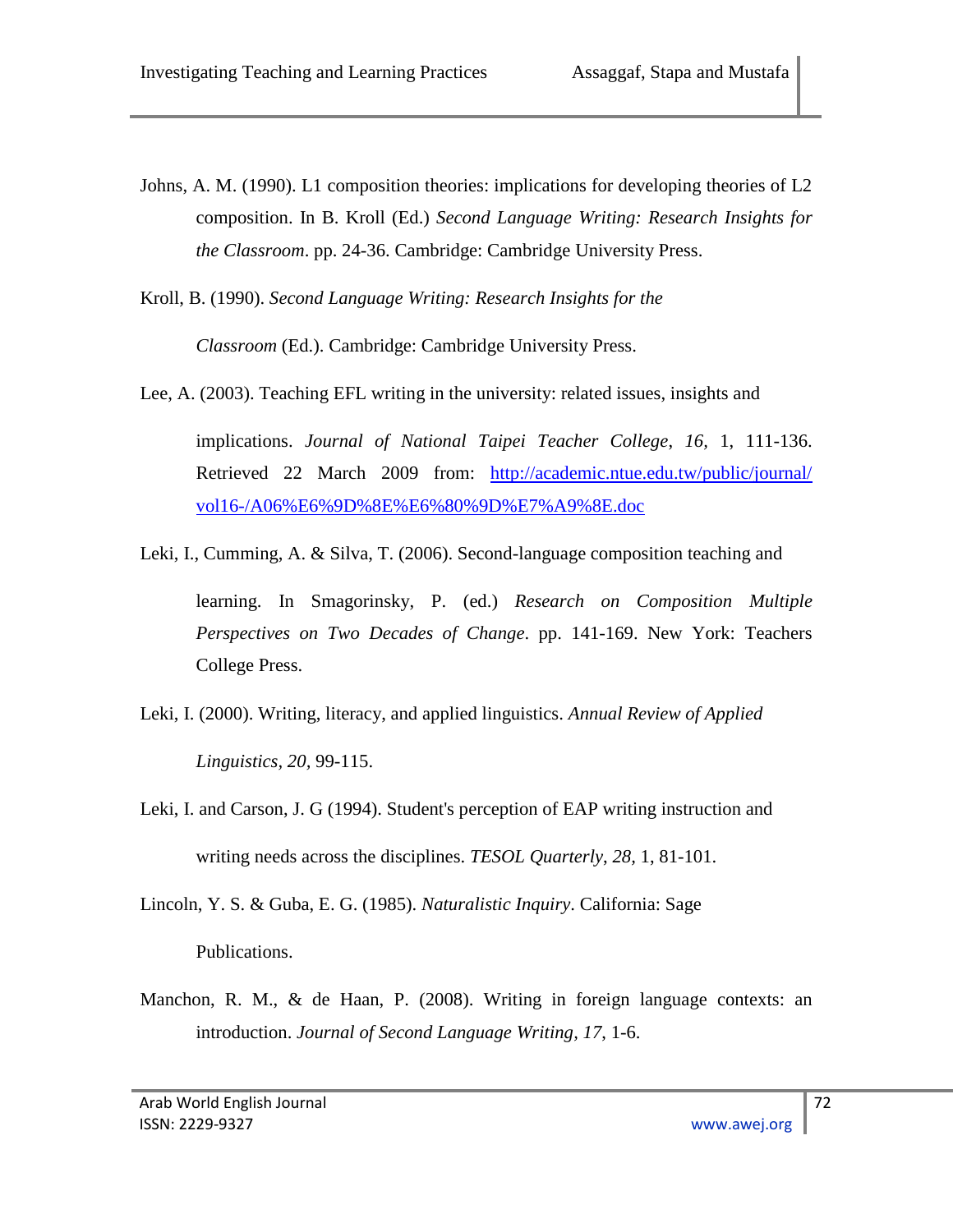Johns, A. M. (1990). L1 composition theories: implications for developing theories of L2 composition. In B. Kroll (Ed.) *Second Language Writing: Research Insights for the Classroom*. pp. 24-36. Cambridge: Cambridge University Press.

Kroll, B. (1990). *Second Language Writing: Research Insights for the Classroom* (Ed.). Cambridge: Cambridge University Press.

Lee, A. (2003). Teaching EFL writing in the university: related issues, insights and implications. *Journal of National Taipei Teacher College*, *16*, 1, 111-136. Retrieved 22 March 2009 from: [http://academic.ntue.edu.tw/public/journal/vol16-/A06%E6%9D%8E%E6%80%9D%E7%A9%8E.doc](http://academic.ntue.edu.tw/public/journal/vol16-/A06%E6%9D%8E%E6%80%9D%E7%A9%8E.doc)

Leki, I., Cumming, A. & Silva, T. (2006). Second-language composition teaching and learning. In Smagorinsky, P. (ed.) *Research on Composition Multiple Perspectives on Two Decades of Change*. pp. 141-169. New York: Teachers College Press.

Leki, I. (2000). Writing, literacy, and applied linguistics. *Annual Review of Applied Linguistics*, *20,* 99-115.

Leki, I. and Carson, J. G (1994). Student's perception of EAP writing instruction and writing needs across the disciplines. *TESOL Quarterly*, *28,* 1, 81-101.

Lincoln, Y. S. & Guba, E. G. (1985). *Naturalistic Inquiry*. California: Sage Publications.

Manchon, R. M., & de Haan, P. (2008). Writing in foreign language contexts: an introduction. *Journal of Second Language Writing*, *17*, 1-6.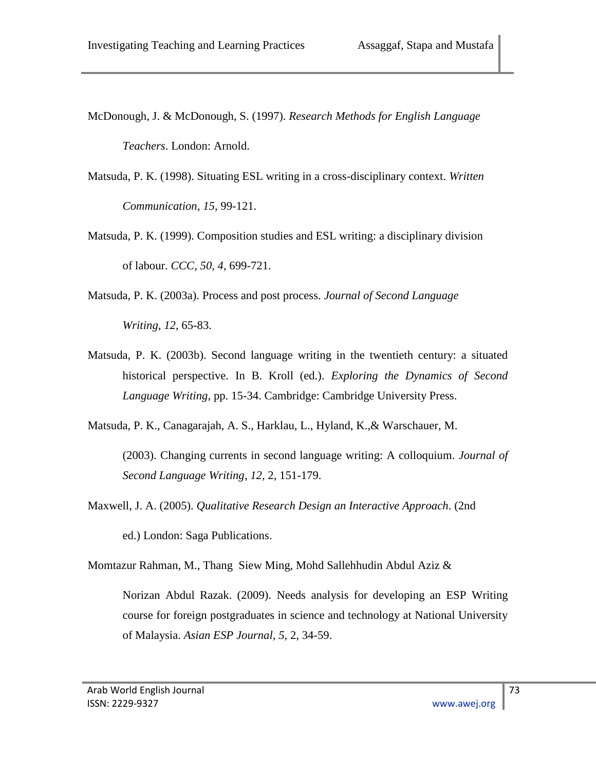McDonough, J. & McDonough, S. (1997). *Research Methods for English Language Teachers*. London: Arnold.

Matsuda, P. K. (1998). Situating ESL writing in a cross-disciplinary context. *Written Communication*, *15*, 99-121.

Matsuda, P. K. (1999). Composition studies and ESL writing: a disciplinary division of labour. *CCC, 50, 4*, 699-721.

Matsuda, P. K. (2003a). Process and post process. *Journal of Second Language Writing*, *12*, 65-83.

Matsuda, P. K. (2003b). Second language writing in the twentieth century: a situated historical perspective. In B. Kroll (ed.). *Exploring the Dynamics of Second Language Writing*, pp. 15-34. Cambridge: Cambridge University Press.

Matsuda, P. K., Canagarajah, A. S., Harklau, L., Hyland, K.,& Warschauer, M. (2003). Changing currents in second language writing: A colloquium. *Journal of Second Language Writing*, *12,* 2, 151-179.

Maxwell, J. A. (2005). *Qualitative Research Design an Interactive Approach*. (2nd ed.) London: Saga Publications.

Momtazur Rahman, M., Thang Siew Ming, Mohd Sallehhudin Abdul Aziz & Norizan Abdul Razak. (2009). Needs analysis for developing an ESP Writing course for foreign postgraduates in science and technology at National University of Malaysia. *Asian ESP Journal, 5*, 2, 34-59.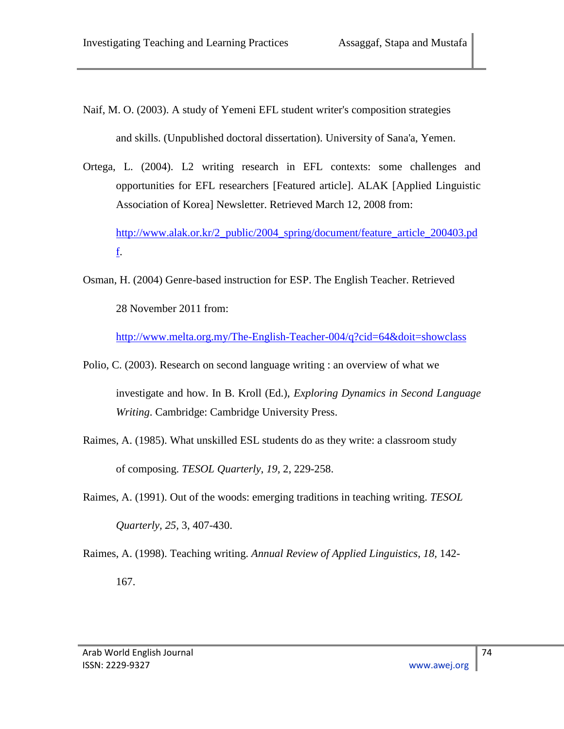Naif, M. O. (2003). A study of Yemeni EFL student writer's composition strategies and skills. (Unpublished doctoral dissertation). University of Sana'a, Yemen.

Ortega, L. (2004). L2 writing research in EFL contexts: some challenges and opportunities for EFL researchers [Featured article]. ALAK [Applied Linguistic Association of Korea] Newsletter. Retrieved March 12, 2008 from: http://www.alak.or.kr/2_public/2004_spring/document/feature_article_200403.pdf.

Osman, H. (2004) Genre-based instruction for ESP. The English Teacher. Retrieved 28 November 2011 from: http://www.melta.org.my/The-English-Teacher-004/q?cid=64&doit=showclass

Polio, C. (2003). Research on second language writing : an overview of what we investigate and how. In B. Kroll (Ed.), *Exploring Dynamics in Second Language Writing*. Cambridge: Cambridge University Press.

Raimes, A. (1985). What unskilled ESL students do as they write: a classroom study of composing. *TESOL Quarterly*, *19*, 2, 229-258.

Raimes, A. (1991). Out of the woods: emerging traditions in teaching writing. *TESOL Quarterly*, *25*, 3, 407-430.

Raimes, A. (1998). Teaching writing. *Annual Review of Applied Linguistics*, *18*, 142-167.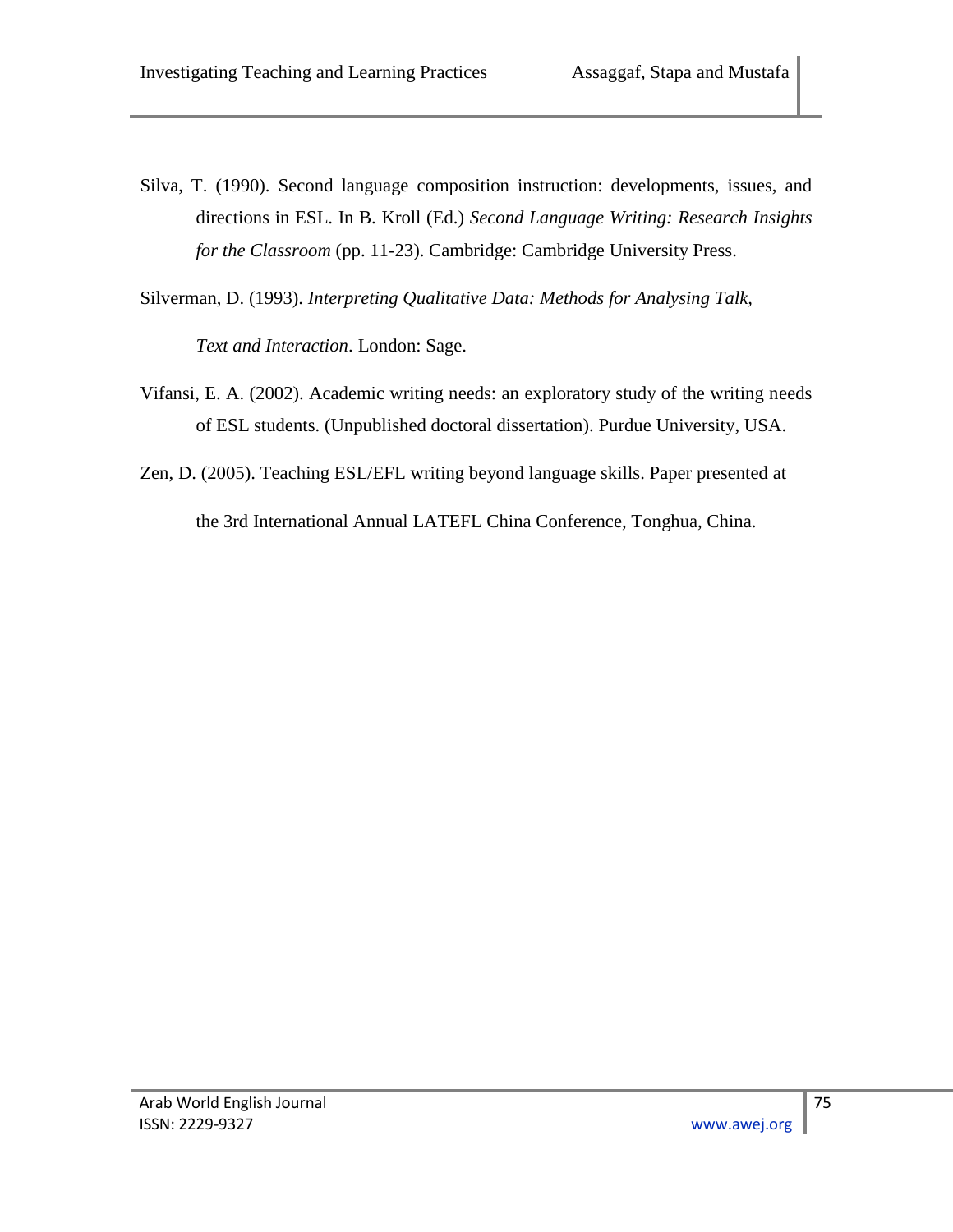Silva, T. (1990). Second language composition instruction: developments, issues, and directions in ESL. In B. Kroll (Ed.) *Second Language Writing: Research Insights for the Classroom* (pp. 11-23). Cambridge: Cambridge University Press.

Silverman, D. (1993). *Interpreting Qualitative Data: Methods for Analysing Talk, Text and Interaction*. London: Sage.

Vifansi, E. A. (2002). Academic writing needs: an exploratory study of the writing needs of ESL students. (Unpublished doctoral dissertation). Purdue University, USA.

Zen, D. (2005). Teaching ESL/EFL writing beyond language skills. Paper presented at the 3rd International Annual LATEFL China Conference, Tonghua, China.